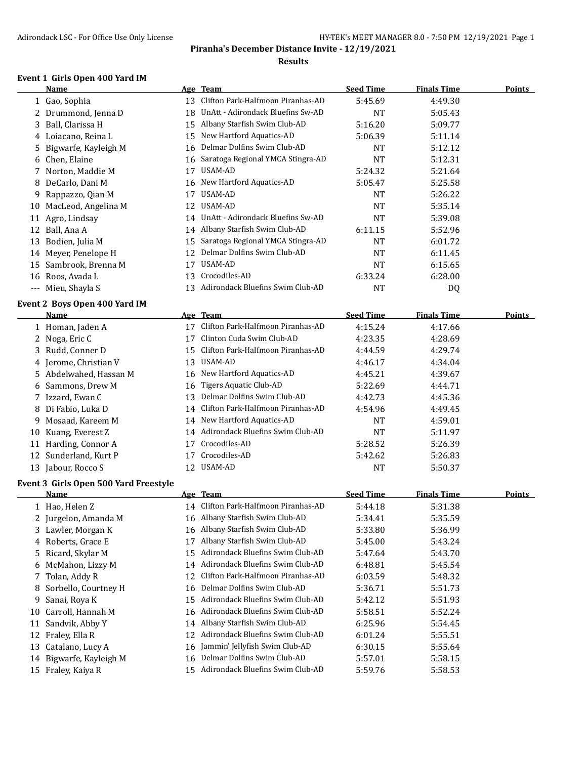Piranha's December Distance Invite - 12/19/2021

Results

## Event 1 Girls Open 400 Yard IM

| | Name | Age | Team | Seed Time | Finals Time | Points |
|---|---|---|---|---|---|---|
| 1 | Gao, Sophia | 13 | Clifton Park-Halfmoon Piranhas-AD | 5:45.69 | 4:49.30 | |
| 2 | Drummond, Jenna D | 18 | UnAtt - Adirondack Bluefins Sw-AD | NT | 5:05.43 | |
| 3 | Ball, Clarissa H | 15 | Albany Starfish Swim Club-AD | 5:16.20 | 5:09.77 | |
| 4 | Loiacano, Reina L | 15 | New Hartford Aquatics-AD | 5:06.39 | 5:11.14 | |
| 5 | Bigwarfe, Kayleigh M | 16 | Delmar Dolfins Swim Club-AD | NT | 5:12.12 | |
| 6 | Chen, Elaine | 16 | Saratoga Regional YMCA Stingra-AD | NT | 5:12.31 | |
| 7 | Norton, Maddie M | 17 | USAM-AD | 5:24.32 | 5:21.64 | |
| 8 | DeCarlo, Dani M | 16 | New Hartford Aquatics-AD | 5:05.47 | 5:25.58 | |
| 9 | Rappazzo, Qian M | 17 | USAM-AD | NT | 5:26.22 | |
| 10 | MacLeod, Angelina M | 12 | USAM-AD | NT | 5:35.14 | |
| 11 | Agro, Lindsay | 14 | UnAtt - Adirondack Bluefins Sw-AD | NT | 5:39.08 | |
| 12 | Ball, Ana A | 14 | Albany Starfish Swim Club-AD | 6:11.15 | 5:52.96 | |
| 13 | Bodien, Julia M | 15 | Saratoga Regional YMCA Stingra-AD | NT | 6:01.72 | |
| 14 | Meyer, Penelope H | 12 | Delmar Dolfins Swim Club-AD | NT | 6:11.45 | |
| 15 | Sambrook, Brenna M | 17 | USAM-AD | NT | 6:15.65 | |
| 16 | Roos, Avada L | 13 | Crocodiles-AD | 6:33.24 | 6:28.00 | |
| --- | Mieu, Shayla S | 13 | Adirondack Bluefins Swim Club-AD | NT | DQ | |

## Event 2 Boys Open 400 Yard IM

| | Name | Age | Team | Seed Time | Finals Time | Points |
|---|---|---|---|---|---|---|
| 1 | Homan, Jaden A | 17 | Clifton Park-Halfmoon Piranhas-AD | 4:15.24 | 4:17.66 | |
| 2 | Noga, Eric C | 17 | Clinton Cuda Swim Club-AD | 4:23.35 | 4:28.69 | |
| 3 | Rudd, Conner D | 15 | Clifton Park-Halfmoon Piranhas-AD | 4:44.59 | 4:29.74 | |
| 4 | Jerome, Christian V | 13 | USAM-AD | 4:46.17 | 4:34.04 | |
| 5 | Abdelwahed, Hassan M | 16 | New Hartford Aquatics-AD | 4:45.21 | 4:39.67 | |
| 6 | Sammons, Drew M | 16 | Tigers Aquatic Club-AD | 5:22.69 | 4:44.71 | |
| 7 | Izzard, Ewan C | 13 | Delmar Dolfins Swim Club-AD | 4:42.73 | 4:45.36 | |
| 8 | Di Fabio, Luka D | 14 | Clifton Park-Halfmoon Piranhas-AD | 4:54.96 | 4:49.45 | |
| 9 | Mosaad, Kareem M | 14 | New Hartford Aquatics-AD | NT | 4:59.01 | |
| 10 | Kuang, Everest Z | 14 | Adirondack Bluefins Swim Club-AD | NT | 5:11.97 | |
| 11 | Harding, Connor A | 17 | Crocodiles-AD | 5:28.52 | 5:26.39 | |
| 12 | Sunderland, Kurt P | 17 | Crocodiles-AD | 5:42.62 | 5:26.83 | |
| 13 | Jabour, Rocco S | 12 | USAM-AD | NT | 5:50.37 | |

## Event 3 Girls Open 500 Yard Freestyle

| | Name | Age | Team | Seed Time | Finals Time | Points |
|---|---|---|---|---|---|---|
| 1 | Hao, Helen Z | 14 | Clifton Park-Halfmoon Piranhas-AD | 5:44.18 | 5:31.38 | |
| 2 | Jurgelon, Amanda M | 16 | Albany Starfish Swim Club-AD | 5:34.41 | 5:35.59 | |
| 3 | Lawler, Morgan K | 16 | Albany Starfish Swim Club-AD | 5:33.80 | 5:36.99 | |
| 4 | Roberts, Grace E | 17 | Albany Starfish Swim Club-AD | 5:45.00 | 5:43.24 | |
| 5 | Ricard, Skylar M | 15 | Adirondack Bluefins Swim Club-AD | 5:47.64 | 5:43.70 | |
| 6 | McMahon, Lizzy M | 14 | Adirondack Bluefins Swim Club-AD | 6:48.81 | 5:45.54 | |
| 7 | Tolan, Addy R | 12 | Clifton Park-Halfmoon Piranhas-AD | 6:03.59 | 5:48.32 | |
| 8 | Sorbello, Courtney H | 16 | Delmar Dolfins Swim Club-AD | 5:36.71 | 5:51.73 | |
| 9 | Sanai, Roya K | 15 | Adirondack Bluefins Swim Club-AD | 5:42.12 | 5:51.93 | |
| 10 | Carroll, Hannah M | 16 | Adirondack Bluefins Swim Club-AD | 5:58.51 | 5:52.24 | |
| 11 | Sandvik, Abby Y | 14 | Albany Starfish Swim Club-AD | 6:25.96 | 5:54.45 | |
| 12 | Fraley, Ella R | 12 | Adirondack Bluefins Swim Club-AD | 6:01.24 | 5:55.51 | |
| 13 | Catalano, Lucy A | 16 | Jammin' Jellyfish Swim Club-AD | 6:30.15 | 5:55.64 | |
| 14 | Bigwarfe, Kayleigh M | 16 | Delmar Dolfins Swim Club-AD | 5:57.01 | 5:58.15 | |
| 15 | Fraley, Kaiya R | 15 | Adirondack Bluefins Swim Club-AD | 5:59.76 | 5:58.53 | |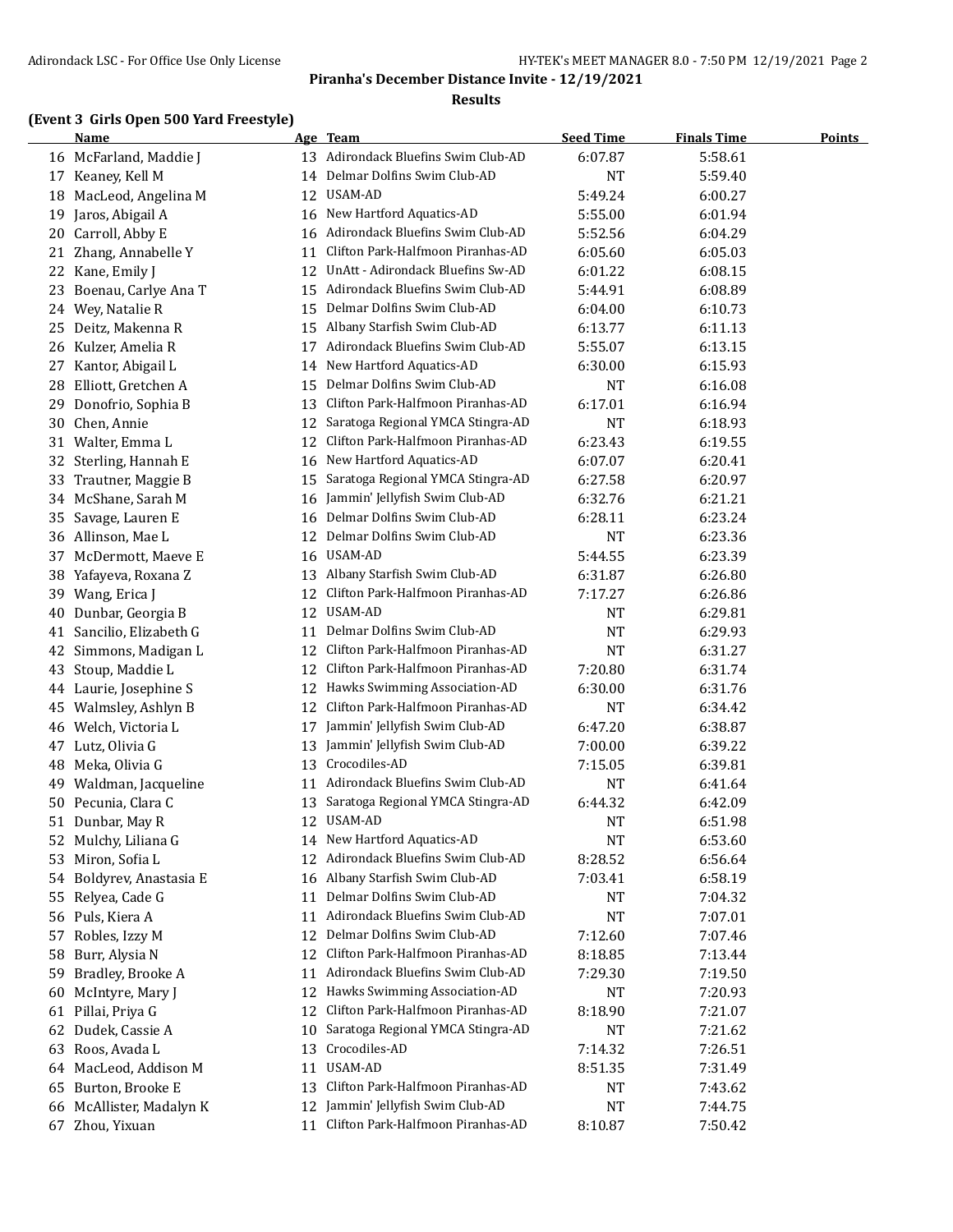# Piranha's December Distance Invite - 12/19/2021

## Results

### (Event 3 Girls Open 500 Yard Freestyle)

| | Name | Age | Team | Seed Time | Finals Time | Points |
|---|---|---|---|---|---|---|
| 16 | McFarland, Maddie J | 13 | Adirondack Bluefins Swim Club-AD | 6:07.87 | 5:58.61 | |
| 17 | Keaney, Kell M | 14 | Delmar Dolfins Swim Club-AD | NT | 5:59.40 | |
| 18 | MacLeod, Angelina M | 12 | USAM-AD | 5:49.24 | 6:00.27 | |
| 19 | Jaros, Abigail A | 16 | New Hartford Aquatics-AD | 5:55.00 | 6:01.94 | |
| 20 | Carroll, Abby E | 16 | Adirondack Bluefins Swim Club-AD | 5:52.56 | 6:04.29 | |
| 21 | Zhang, Annabelle Y | 11 | Clifton Park-Halfmoon Piranhas-AD | 6:05.60 | 6:05.03 | |
| 22 | Kane, Emily J | 12 | UnAtt - Adirondack Bluefins Sw-AD | 6:01.22 | 6:08.15 | |
| 23 | Boenau, Carlye Ana T | 15 | Adirondack Bluefins Swim Club-AD | 5:44.91 | 6:08.89 | |
| 24 | Wey, Natalie R | 15 | Delmar Dolfins Swim Club-AD | 6:04.00 | 6:10.73 | |
| 25 | Deitz, Makenna R | 15 | Albany Starfish Swim Club-AD | 6:13.77 | 6:11.13 | |
| 26 | Kulzer, Amelia R | 17 | Adirondack Bluefins Swim Club-AD | 5:55.07 | 6:13.15 | |
| 27 | Kantor, Abigail L | 14 | New Hartford Aquatics-AD | 6:30.00 | 6:15.93 | |
| 28 | Elliott, Gretchen A | 15 | Delmar Dolfins Swim Club-AD | NT | 6:16.08 | |
| 29 | Donofrio, Sophia B | 13 | Clifton Park-Halfmoon Piranhas-AD | 6:17.01 | 6:16.94 | |
| 30 | Chen, Annie | 12 | Saratoga Regional YMCA Stingra-AD | NT | 6:18.93 | |
| 31 | Walter, Emma L | 12 | Clifton Park-Halfmoon Piranhas-AD | 6:23.43 | 6:19.55 | |
| 32 | Sterling, Hannah E | 16 | New Hartford Aquatics-AD | 6:07.07 | 6:20.41 | |
| 33 | Trautner, Maggie B | 15 | Saratoga Regional YMCA Stingra-AD | 6:27.58 | 6:20.97 | |
| 34 | McShane, Sarah M | 16 | Jammin' Jellyfish Swim Club-AD | 6:32.76 | 6:21.21 | |
| 35 | Savage, Lauren E | 16 | Delmar Dolfins Swim Club-AD | 6:28.11 | 6:23.24 | |
| 36 | Allinson, Mae L | 12 | Delmar Dolfins Swim Club-AD | NT | 6:23.36 | |
| 37 | McDermott, Maeve E | 16 | USAM-AD | 5:44.55 | 6:23.39 | |
| 38 | Yafayeva, Roxana Z | 13 | Albany Starfish Swim Club-AD | 6:31.87 | 6:26.80 | |
| 39 | Wang, Erica J | 12 | Clifton Park-Halfmoon Piranhas-AD | 7:17.27 | 6:26.86 | |
| 40 | Dunbar, Georgia B | 12 | USAM-AD | NT | 6:29.81 | |
| 41 | Sancilio, Elizabeth G | 11 | Delmar Dolfins Swim Club-AD | NT | 6:29.93 | |
| 42 | Simmons, Madigan L | 12 | Clifton Park-Halfmoon Piranhas-AD | NT | 6:31.27 | |
| 43 | Stoup, Maddie L | 12 | Clifton Park-Halfmoon Piranhas-AD | 7:20.80 | 6:31.74 | |
| 44 | Laurie, Josephine S | 12 | Hawks Swimming Association-AD | 6:30.00 | 6:31.76 | |
| 45 | Walmsley, Ashlyn B | 12 | Clifton Park-Halfmoon Piranhas-AD | NT | 6:34.42 | |
| 46 | Welch, Victoria L | 17 | Jammin' Jellyfish Swim Club-AD | 6:47.20 | 6:38.87 | |
| 47 | Lutz, Olivia G | 13 | Jammin' Jellyfish Swim Club-AD | 7:00.00 | 6:39.22 | |
| 48 | Meka, Olivia G | 13 | Crocodiles-AD | 7:15.05 | 6:39.81 | |
| 49 | Waldman, Jacqueline | 11 | Adirondack Bluefins Swim Club-AD | NT | 6:41.64 | |
| 50 | Pecunia, Clara C | 13 | Saratoga Regional YMCA Stingra-AD | 6:44.32 | 6:42.09 | |
| 51 | Dunbar, May R | 12 | USAM-AD | NT | 6:51.98 | |
| 52 | Mulchy, Liliana G | 14 | New Hartford Aquatics-AD | NT | 6:53.60 | |
| 53 | Miron, Sofia L | 12 | Adirondack Bluefins Swim Club-AD | 8:28.52 | 6:56.64 | |
| 54 | Boldyrev, Anastasia E | 16 | Albany Starfish Swim Club-AD | 7:03.41 | 6:58.19 | |
| 55 | Relyea, Cade G | 11 | Delmar Dolfins Swim Club-AD | NT | 7:04.32 | |
| 56 | Puls, Kiera A | 11 | Adirondack Bluefins Swim Club-AD | NT | 7:07.01 | |
| 57 | Robles, Izzy M | 12 | Delmar Dolfins Swim Club-AD | 7:12.60 | 7:07.46 | |
| 58 | Burr, Alysia N | 12 | Clifton Park-Halfmoon Piranhas-AD | 8:18.85 | 7:13.44 | |
| 59 | Bradley, Brooke A | 11 | Adirondack Bluefins Swim Club-AD | 7:29.30 | 7:19.50 | |
| 60 | McIntyre, Mary J | 12 | Hawks Swimming Association-AD | NT | 7:20.93 | |
| 61 | Pillai, Priya G | 12 | Clifton Park-Halfmoon Piranhas-AD | 8:18.90 | 7:21.07 | |
| 62 | Dudek, Cassie A | 10 | Saratoga Regional YMCA Stingra-AD | NT | 7:21.62 | |
| 63 | Roos, Avada L | 13 | Crocodiles-AD | 7:14.32 | 7:26.51 | |
| 64 | MacLeod, Addison M | 11 | USAM-AD | 8:51.35 | 7:31.49 | |
| 65 | Burton, Brooke E | 13 | Clifton Park-Halfmoon Piranhas-AD | NT | 7:43.62 | |
| 66 | McAllister, Madalyn K | 12 | Jammin' Jellyfish Swim Club-AD | NT | 7:44.75 | |
| 67 | Zhou, Yixuan | 11 | Clifton Park-Halfmoon Piranhas-AD | 8:10.87 | 7:50.42 | |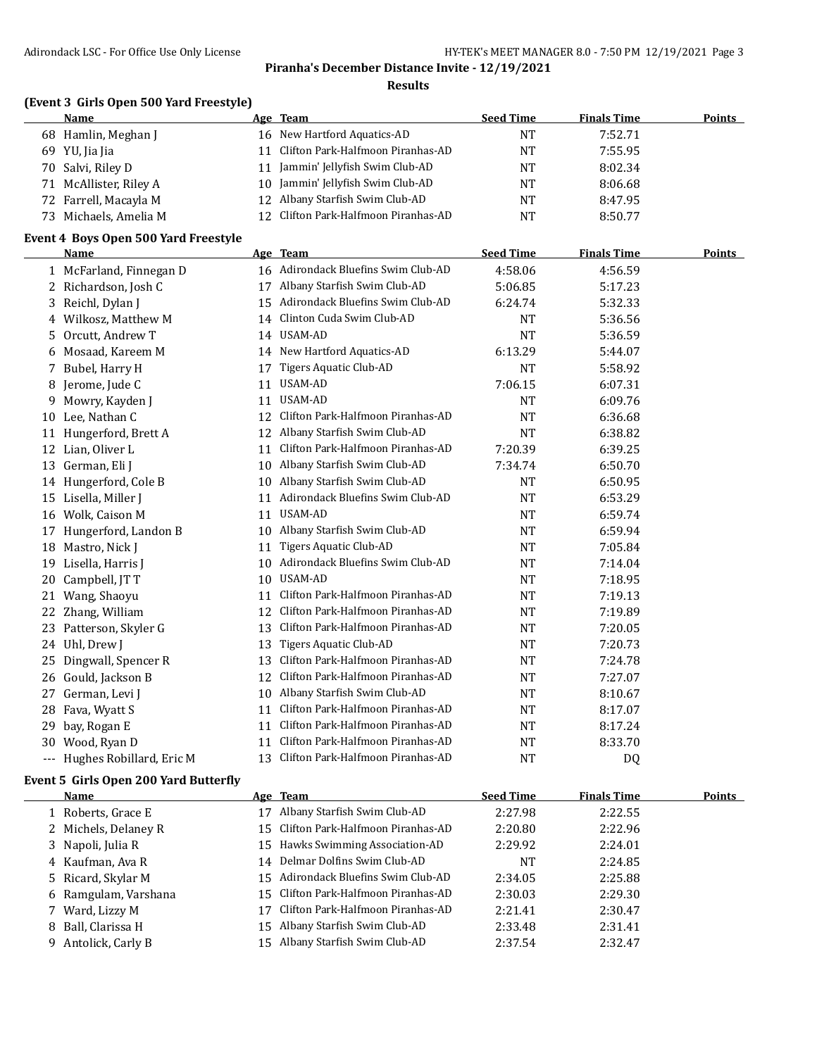## Piranha's December Distance Invite - 12/19/2021

### Results

### (Event 3 Girls Open 500 Yard Freestyle)

| | Name | Age | Team | Seed Time | Finals Time | Points |
|---|---|---|---|---|---|---|
| 68 | Hamlin, Meghan J | 16 | New Hartford Aquatics-AD | NT | 7:52.71 | |
| 69 | YU, Jia Jia | 11 | Clifton Park-Halfmoon Piranhas-AD | NT | 7:55.95 | |
| 70 | Salvi, Riley D | 11 | Jammin' Jellyfish Swim Club-AD | NT | 8:02.34 | |
| 71 | McAllister, Riley A | 10 | Jammin' Jellyfish Swim Club-AD | NT | 8:06.68 | |
| 72 | Farrell, Macayla M | 12 | Albany Starfish Swim Club-AD | NT | 8:47.95 | |
| 73 | Michaels, Amelia M | 12 | Clifton Park-Halfmoon Piranhas-AD | NT | 8:50.77 | |

### Event 4 Boys Open 500 Yard Freestyle

| | Name | Age | Team | Seed Time | Finals Time | Points |
|---|---|---|---|---|---|---|
| 1 | McFarland, Finnegan D | 16 | Adirondack Bluefins Swim Club-AD | 4:58.06 | 4:56.59 | |
| 2 | Richardson, Josh C | 17 | Albany Starfish Swim Club-AD | 5:06.85 | 5:17.23 | |
| 3 | Reichl, Dylan J | 15 | Adirondack Bluefins Swim Club-AD | 6:24.74 | 5:32.33 | |
| 4 | Wilkosz, Matthew M | 14 | Clinton Cuda Swim Club-AD | NT | 5:36.56 | |
| 5 | Orcutt, Andrew T | 14 | USAM-AD | NT | 5:36.59 | |
| 6 | Mosaad, Kareem M | 14 | New Hartford Aquatics-AD | 6:13.29 | 5:44.07 | |
| 7 | Bubel, Harry H | 17 | Tigers Aquatic Club-AD | NT | 5:58.92 | |
| 8 | Jerome, Jude C | 11 | USAM-AD | 7:06.15 | 6:07.31 | |
| 9 | Mowry, Kayden J | 11 | USAM-AD | NT | 6:09.76 | |
| 10 | Lee, Nathan C | 12 | Clifton Park-Halfmoon Piranhas-AD | NT | 6:36.68 | |
| 11 | Hungerford, Brett A | 12 | Albany Starfish Swim Club-AD | NT | 6:38.82 | |
| 12 | Lian, Oliver L | 11 | Clifton Park-Halfmoon Piranhas-AD | 7:20.39 | 6:39.25 | |
| 13 | German, Eli J | 10 | Albany Starfish Swim Club-AD | 7:34.74 | 6:50.70 | |
| 14 | Hungerford, Cole B | 10 | Albany Starfish Swim Club-AD | NT | 6:50.95 | |
| 15 | Lisella, Miller J | 11 | Adirondack Bluefins Swim Club-AD | NT | 6:53.29 | |
| 16 | Wolk, Caison M | 11 | USAM-AD | NT | 6:59.74 | |
| 17 | Hungerford, Landon B | 10 | Albany Starfish Swim Club-AD | NT | 6:59.94 | |
| 18 | Mastro, Nick J | 11 | Tigers Aquatic Club-AD | NT | 7:05.84 | |
| 19 | Lisella, Harris J | 10 | Adirondack Bluefins Swim Club-AD | NT | 7:14.04 | |
| 20 | Campbell, JT T | 10 | USAM-AD | NT | 7:18.95 | |
| 21 | Wang, Shaoyu | 11 | Clifton Park-Halfmoon Piranhas-AD | NT | 7:19.13 | |
| 22 | Zhang, William | 12 | Clifton Park-Halfmoon Piranhas-AD | NT | 7:19.89 | |
| 23 | Patterson, Skyler G | 13 | Clifton Park-Halfmoon Piranhas-AD | NT | 7:20.05 | |
| 24 | Uhl, Drew J | 13 | Tigers Aquatic Club-AD | NT | 7:20.73 | |
| 25 | Dingwall, Spencer R | 13 | Clifton Park-Halfmoon Piranhas-AD | NT | 7:24.78 | |
| 26 | Gould, Jackson B | 12 | Clifton Park-Halfmoon Piranhas-AD | NT | 7:27.07 | |
| 27 | German, Levi J | 10 | Albany Starfish Swim Club-AD | NT | 8:10.67 | |
| 28 | Fava, Wyatt S | 11 | Clifton Park-Halfmoon Piranhas-AD | NT | 8:17.07 | |
| 29 | bay, Rogan E | 11 | Clifton Park-Halfmoon Piranhas-AD | NT | 8:17.24 | |
| 30 | Wood, Ryan D | 11 | Clifton Park-Halfmoon Piranhas-AD | NT | 8:33.70 | |
| --- | Hughes Robillard, Eric M | 13 | Clifton Park-Halfmoon Piranhas-AD | NT | DQ | |

### Event 5 Girls Open 200 Yard Butterfly

| | Name | Age | Team | Seed Time | Finals Time | Points |
|---|---|---|---|---|---|---|
| 1 | Roberts, Grace E | 17 | Albany Starfish Swim Club-AD | 2:27.98 | 2:22.55 | |
| 2 | Michels, Delaney R | 15 | Clifton Park-Halfmoon Piranhas-AD | 2:20.80 | 2:22.96 | |
| 3 | Napoli, Julia R | 15 | Hawks Swimming Association-AD | 2:29.92 | 2:24.01 | |
| 4 | Kaufman, Ava R | 14 | Delmar Dolfins Swim Club-AD | NT | 2:24.85 | |
| 5 | Ricard, Skylar M | 15 | Adirondack Bluefins Swim Club-AD | 2:34.05 | 2:25.88 | |
| 6 | Ramgulam, Varshana | 15 | Clifton Park-Halfmoon Piranhas-AD | 2:30.03 | 2:29.30 | |
| 7 | Ward, Lizzy M | 17 | Clifton Park-Halfmoon Piranhas-AD | 2:21.41 | 2:30.47 | |
| 8 | Ball, Clarissa H | 15 | Albany Starfish Swim Club-AD | 2:33.48 | 2:31.41 | |
| 9 | Antolick, Carly B | 15 | Albany Starfish Swim Club-AD | 2:37.54 | 2:32.47 | |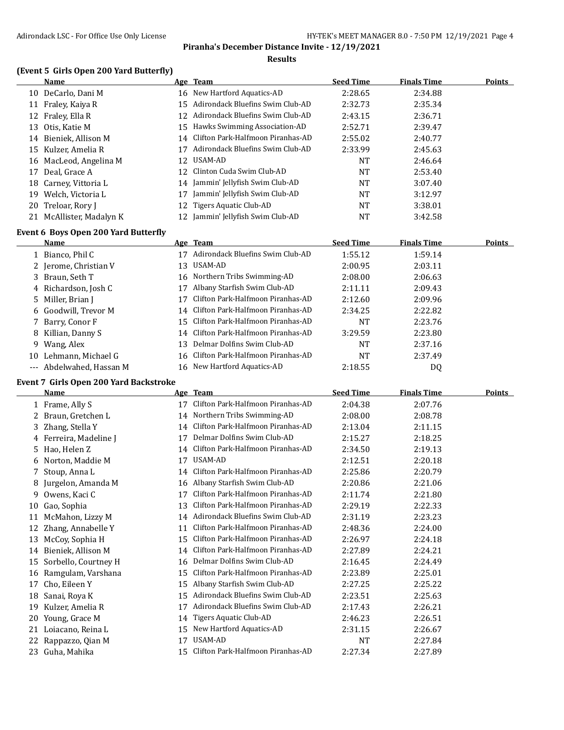**Piranha's December Distance Invite - 12/19/2021**

**Results**

### (Event 5 Girls Open 200 Yard Butterfly)

| | Name | Age | Team | Seed Time | Finals Time | Points |
|---|---|---|---|---|---|---|
| 10 | DeCarlo, Dani M | 16 | New Hartford Aquatics-AD | 2:28.65 | 2:34.88 | |
| 11 | Fraley, Kaiya R | 15 | Adirondack Bluefins Swim Club-AD | 2:32.73 | 2:35.34 | |
| 12 | Fraley, Ella R | 12 | Adirondack Bluefins Swim Club-AD | 2:43.15 | 2:36.71 | |
| 13 | Otis, Katie M | 15 | Hawks Swimming Association-AD | 2:52.71 | 2:39.47 | |
| 14 | Bieniek, Allison M | 14 | Clifton Park-Halfmoon Piranhas-AD | 2:55.02 | 2:40.77 | |
| 15 | Kulzer, Amelia R | 17 | Adirondack Bluefins Swim Club-AD | 2:33.99 | 2:45.63 | |
| 16 | MacLeod, Angelina M | 12 | USAM-AD | NT | 2:46.64 | |
| 17 | Deal, Grace A | 12 | Clinton Cuda Swim Club-AD | NT | 2:53.40 | |
| 18 | Carney, Vittoria L | 14 | Jammin' Jellyfish Swim Club-AD | NT | 3:07.40 | |
| 19 | Welch, Victoria L | 17 | Jammin' Jellyfish Swim Club-AD | NT | 3:12.97 | |
| 20 | Treloar, Rory J | 12 | Tigers Aquatic Club-AD | NT | 3:38.01 | |
| 21 | McAllister, Madalyn K | 12 | Jammin' Jellyfish Swim Club-AD | NT | 3:42.58 | |

### Event 6 Boys Open 200 Yard Butterfly

| | Name | Age | Team | Seed Time | Finals Time | Points |
|---|---|---|---|---|---|---|
| 1 | Bianco, Phil C | 17 | Adirondack Bluefins Swim Club-AD | 1:55.12 | 1:59.14 | |
| 2 | Jerome, Christian V | 13 | USAM-AD | 2:00.95 | 2:03.11 | |
| 3 | Braun, Seth T | 16 | Northern Tribs Swimming-AD | 2:08.00 | 2:06.63 | |
| 4 | Richardson, Josh C | 17 | Albany Starfish Swim Club-AD | 2:11.11 | 2:09.43 | |
| 5 | Miller, Brian J | 17 | Clifton Park-Halfmoon Piranhas-AD | 2:12.60 | 2:09.96 | |
| 6 | Goodwill, Trevor M | 14 | Clifton Park-Halfmoon Piranhas-AD | 2:34.25 | 2:22.82 | |
| 7 | Barry, Conor F | 15 | Clifton Park-Halfmoon Piranhas-AD | NT | 2:23.76 | |
| 8 | Killian, Danny S | 14 | Clifton Park-Halfmoon Piranhas-AD | 3:29.59 | 2:23.80 | |
| 9 | Wang, Alex | 13 | Delmar Dolfins Swim Club-AD | NT | 2:37.16 | |
| 10 | Lehmann, Michael G | 16 | Clifton Park-Halfmoon Piranhas-AD | NT | 2:37.49 | |
| --- | Abdelwahed, Hassan M | 16 | New Hartford Aquatics-AD | 2:18.55 | DQ | |

### Event 7 Girls Open 200 Yard Backstroke

| | Name | Age | Team | Seed Time | Finals Time | Points |
|---|---|---|---|---|---|---|
| 1 | Frame, Ally S | 17 | Clifton Park-Halfmoon Piranhas-AD | 2:04.38 | 2:07.76 | |
| 2 | Braun, Gretchen L | 14 | Northern Tribs Swimming-AD | 2:08.00 | 2:08.78 | |
| 3 | Zhang, Stella Y | 14 | Clifton Park-Halfmoon Piranhas-AD | 2:13.04 | 2:11.15 | |
| 4 | Ferreira, Madeline J | 17 | Delmar Dolfins Swim Club-AD | 2:15.27 | 2:18.25 | |
| 5 | Hao, Helen Z | 14 | Clifton Park-Halfmoon Piranhas-AD | 2:34.50 | 2:19.13 | |
| 6 | Norton, Maddie M | 17 | USAM-AD | 2:12.51 | 2:20.18 | |
| 7 | Stoup, Anna L | 14 | Clifton Park-Halfmoon Piranhas-AD | 2:25.86 | 2:20.79 | |
| 8 | Jurgelon, Amanda M | 16 | Albany Starfish Swim Club-AD | 2:20.86 | 2:21.06 | |
| 9 | Owens, Kaci C | 17 | Clifton Park-Halfmoon Piranhas-AD | 2:11.74 | 2:21.80 | |
| 10 | Gao, Sophia | 13 | Clifton Park-Halfmoon Piranhas-AD | 2:29.19 | 2:22.33 | |
| 11 | McMahon, Lizzy M | 14 | Adirondack Bluefins Swim Club-AD | 2:31.19 | 2:23.23 | |
| 12 | Zhang, Annabelle Y | 11 | Clifton Park-Halfmoon Piranhas-AD | 2:48.36 | 2:24.00 | |
| 13 | McCoy, Sophia H | 15 | Clifton Park-Halfmoon Piranhas-AD | 2:26.97 | 2:24.18 | |
| 14 | Bieniek, Allison M | 14 | Clifton Park-Halfmoon Piranhas-AD | 2:27.89 | 2:24.21 | |
| 15 | Sorbello, Courtney H | 16 | Delmar Dolfins Swim Club-AD | 2:16.45 | 2:24.49 | |
| 16 | Ramgulam, Varshana | 15 | Clifton Park-Halfmoon Piranhas-AD | 2:23.89 | 2:25.01 | |
| 17 | Cho, Eileen Y | 15 | Albany Starfish Swim Club-AD | 2:27.25 | 2:25.22 | |
| 18 | Sanai, Roya K | 15 | Adirondack Bluefins Swim Club-AD | 2:23.51 | 2:25.63 | |
| 19 | Kulzer, Amelia R | 17 | Adirondack Bluefins Swim Club-AD | 2:17.43 | 2:26.21 | |
| 20 | Young, Grace M | 14 | Tigers Aquatic Club-AD | 2:46.23 | 2:26.51 | |
| 21 | Loiacano, Reina L | 15 | New Hartford Aquatics-AD | 2:31.15 | 2:26.67 | |
| 22 | Rappazzo, Qian M | 17 | USAM-AD | NT | 2:27.84 | |
| 23 | Guha, Mahika | 15 | Clifton Park-Halfmoon Piranhas-AD | 2:27.34 | 2:27.89 | |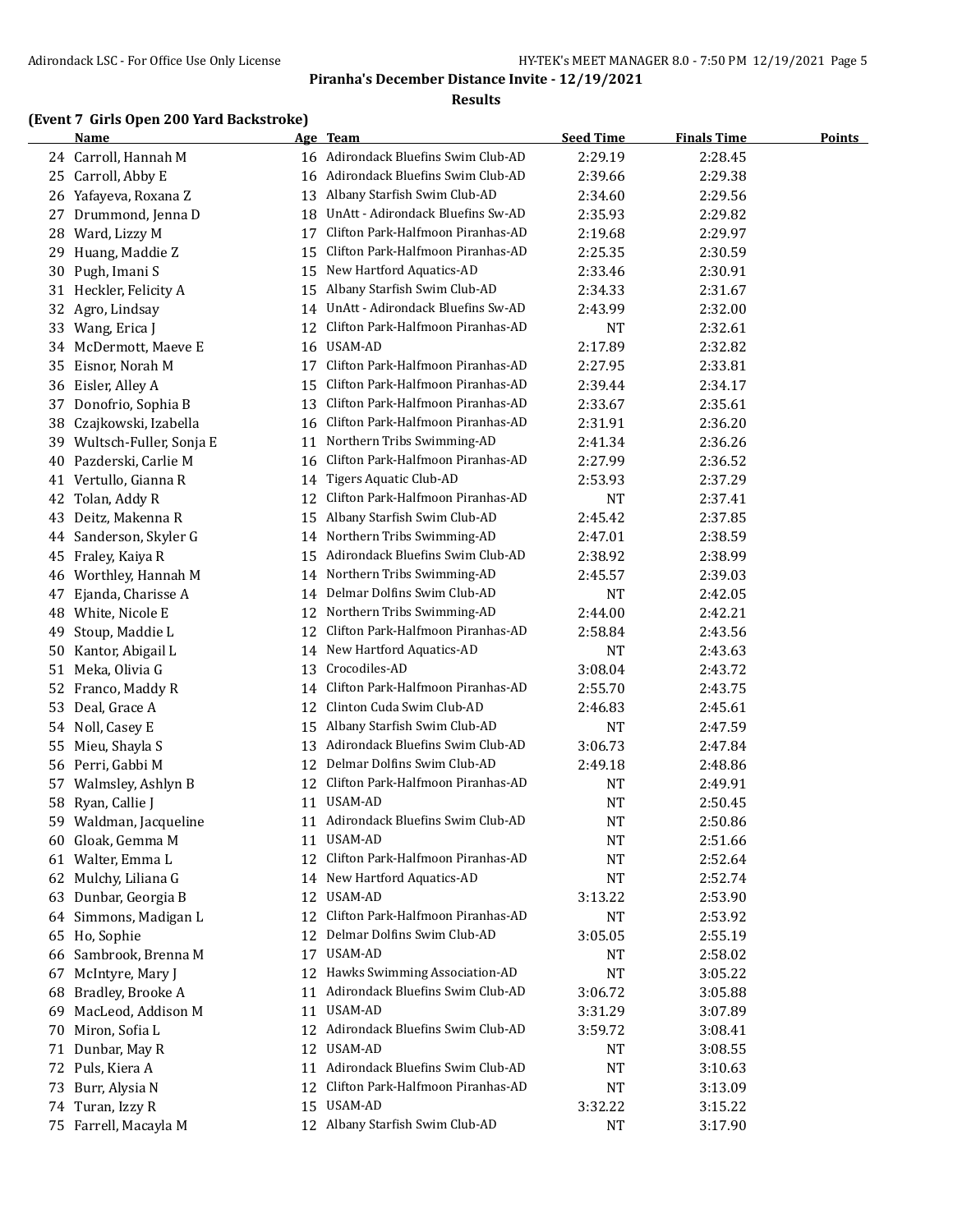## Piranha's December Distance Invite - 12/19/2021

### Results

**(Event 7 Girls Open 200 Yard Backstroke)**

| | Name | Age | Team | Seed Time | Finals Time | Points |
|---|---|---|---|---|---|---|
| 24 | Carroll, Hannah M | 16 | Adirondack Bluefins Swim Club-AD | 2:29.19 | 2:28.45 | |
| 25 | Carroll, Abby E | 16 | Adirondack Bluefins Swim Club-AD | 2:39.66 | 2:29.38 | |
| 26 | Yafayeva, Roxana Z | 13 | Albany Starfish Swim Club-AD | 2:34.60 | 2:29.56 | |
| 27 | Drummond, Jenna D | 18 | UnAtt - Adirondack Bluefins Sw-AD | 2:35.93 | 2:29.82 | |
| 28 | Ward, Lizzy M | 17 | Clifton Park-Halfmoon Piranhas-AD | 2:19.68 | 2:29.97 | |
| 29 | Huang, Maddie Z | 15 | Clifton Park-Halfmoon Piranhas-AD | 2:25.35 | 2:30.59 | |
| 30 | Pugh, Imani S | 15 | New Hartford Aquatics-AD | 2:33.46 | 2:30.91 | |
| 31 | Heckler, Felicity A | 15 | Albany Starfish Swim Club-AD | 2:34.33 | 2:31.67 | |
| 32 | Agro, Lindsay | 14 | UnAtt - Adirondack Bluefins Sw-AD | 2:43.99 | 2:32.00 | |
| 33 | Wang, Erica J | 12 | Clifton Park-Halfmoon Piranhas-AD | NT | 2:32.61 | |
| 34 | McDermott, Maeve E | 16 | USAM-AD | 2:17.89 | 2:32.82 | |
| 35 | Eisnor, Norah M | 17 | Clifton Park-Halfmoon Piranhas-AD | 2:27.95 | 2:33.81 | |
| 36 | Eisler, Alley A | 15 | Clifton Park-Halfmoon Piranhas-AD | 2:39.44 | 2:34.17 | |
| 37 | Donofrio, Sophia B | 13 | Clifton Park-Halfmoon Piranhas-AD | 2:33.67 | 2:35.61 | |
| 38 | Czajkowski, Izabella | 16 | Clifton Park-Halfmoon Piranhas-AD | 2:31.91 | 2:36.20 | |
| 39 | Wultsch-Fuller, Sonja E | 11 | Northern Tribs Swimming-AD | 2:41.34 | 2:36.26 | |
| 40 | Pazderski, Carlie M | 16 | Clifton Park-Halfmoon Piranhas-AD | 2:27.99 | 2:36.52 | |
| 41 | Vertullo, Gianna R | 14 | Tigers Aquatic Club-AD | 2:53.93 | 2:37.29 | |
| 42 | Tolan, Addy R | 12 | Clifton Park-Halfmoon Piranhas-AD | NT | 2:37.41 | |
| 43 | Deitz, Makenna R | 15 | Albany Starfish Swim Club-AD | 2:45.42 | 2:37.85 | |
| 44 | Sanderson, Skyler G | 14 | Northern Tribs Swimming-AD | 2:47.01 | 2:38.59 | |
| 45 | Fraley, Kaiya R | 15 | Adirondack Bluefins Swim Club-AD | 2:38.92 | 2:38.99 | |
| 46 | Worthley, Hannah M | 14 | Northern Tribs Swimming-AD | 2:45.57 | 2:39.03 | |
| 47 | Ejanda, Charisse A | 14 | Delmar Dolfins Swim Club-AD | NT | 2:42.05 | |
| 48 | White, Nicole E | 12 | Northern Tribs Swimming-AD | 2:44.00 | 2:42.21 | |
| 49 | Stoup, Maddie L | 12 | Clifton Park-Halfmoon Piranhas-AD | 2:58.84 | 2:43.56 | |
| 50 | Kantor, Abigail L | 14 | New Hartford Aquatics-AD | NT | 2:43.63 | |
| 51 | Meka, Olivia G | 13 | Crocodiles-AD | 3:08.04 | 2:43.72 | |
| 52 | Franco, Maddy R | 14 | Clifton Park-Halfmoon Piranhas-AD | 2:55.70 | 2:43.75 | |
| 53 | Deal, Grace A | 12 | Clinton Cuda Swim Club-AD | 2:46.83 | 2:45.61 | |
| 54 | Noll, Casey E | 15 | Albany Starfish Swim Club-AD | NT | 2:47.59 | |
| 55 | Mieu, Shayla S | 13 | Adirondack Bluefins Swim Club-AD | 3:06.73 | 2:47.84 | |
| 56 | Perri, Gabbi M | 12 | Delmar Dolfins Swim Club-AD | 2:49.18 | 2:48.86 | |
| 57 | Walmsley, Ashlyn B | 12 | Clifton Park-Halfmoon Piranhas-AD | NT | 2:49.91 | |
| 58 | Ryan, Callie J | 11 | USAM-AD | NT | 2:50.45 | |
| 59 | Waldman, Jacqueline | 11 | Adirondack Bluefins Swim Club-AD | NT | 2:50.86 | |
| 60 | Gloak, Gemma M | 11 | USAM-AD | NT | 2:51.66 | |
| 61 | Walter, Emma L | 12 | Clifton Park-Halfmoon Piranhas-AD | NT | 2:52.64 | |
| 62 | Mulchy, Liliana G | 14 | New Hartford Aquatics-AD | NT | 2:52.74 | |
| 63 | Dunbar, Georgia B | 12 | USAM-AD | 3:13.22 | 2:53.90 | |
| 64 | Simmons, Madigan L | 12 | Clifton Park-Halfmoon Piranhas-AD | NT | 2:53.92 | |
| 65 | Ho, Sophie | 12 | Delmar Dolfins Swim Club-AD | 3:05.05 | 2:55.19 | |
| 66 | Sambrook, Brenna M | 17 | USAM-AD | NT | 2:58.02 | |
| 67 | McIntyre, Mary J | 12 | Hawks Swimming Association-AD | NT | 3:05.22 | |
| 68 | Bradley, Brooke A | 11 | Adirondack Bluefins Swim Club-AD | 3:06.72 | 3:05.88 | |
| 69 | MacLeod, Addison M | 11 | USAM-AD | 3:31.29 | 3:07.89 | |
| 70 | Miron, Sofia L | 12 | Adirondack Bluefins Swim Club-AD | 3:59.72 | 3:08.41 | |
| 71 | Dunbar, May R | 12 | USAM-AD | NT | 3:08.55 | |
| 72 | Puls, Kiera A | 11 | Adirondack Bluefins Swim Club-AD | NT | 3:10.63 | |
| 73 | Burr, Alysia N | 12 | Clifton Park-Halfmoon Piranhas-AD | NT | 3:13.09 | |
| 74 | Turan, Izzy R | 15 | USAM-AD | 3:32.22 | 3:15.22 | |
| 75 | Farrell, Macayla M | 12 | Albany Starfish Swim Club-AD | NT | 3:17.90 | |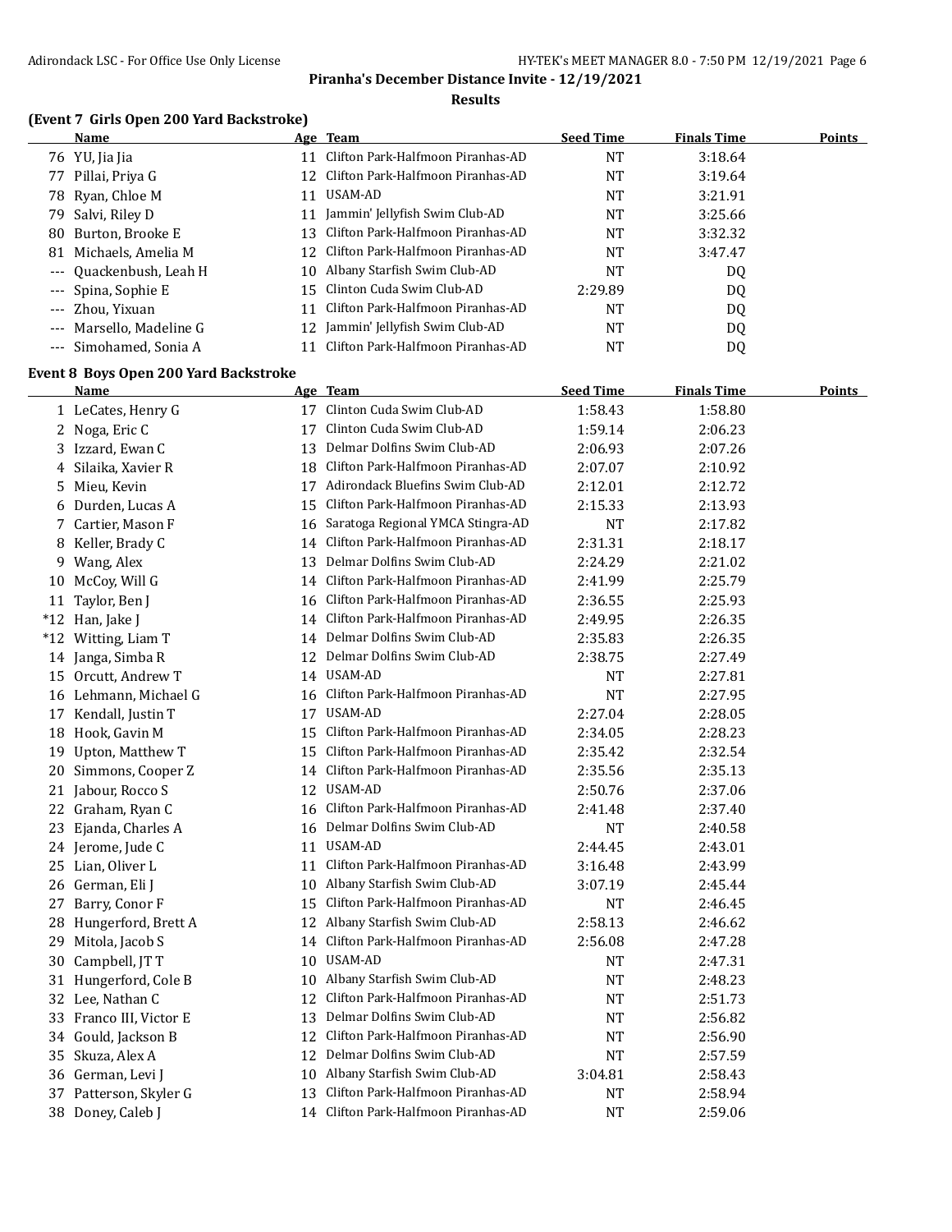## Piranha's December Distance Invite - 12/19/2021

### Results

### (Event 7 Girls Open 200 Yard Backstroke)

| | Name | Age | Team | Seed Time | Finals Time | Points |
|---|---|---|---|---|---|---|
| 76 | YU, Jia Jia | 11 | Clifton Park-Halfmoon Piranhas-AD | NT | 3:18.64 | |
| 77 | Pillai, Priya G | 12 | Clifton Park-Halfmoon Piranhas-AD | NT | 3:19.64 | |
| 78 | Ryan, Chloe M | 11 | USAM-AD | NT | 3:21.91 | |
| 79 | Salvi, Riley D | 11 | Jammin' Jellyfish Swim Club-AD | NT | 3:25.66 | |
| 80 | Burton, Brooke E | 13 | Clifton Park-Halfmoon Piranhas-AD | NT | 3:32.32 | |
| 81 | Michaels, Amelia M | 12 | Clifton Park-Halfmoon Piranhas-AD | NT | 3:47.47 | |
| --- | Quackenbush, Leah H | 10 | Albany Starfish Swim Club-AD | NT | DQ | |
| --- | Spina, Sophie E | 15 | Clinton Cuda Swim Club-AD | 2:29.89 | DQ | |
| --- | Zhou, Yixuan | 11 | Clifton Park-Halfmoon Piranhas-AD | NT | DQ | |
| --- | Marsello, Madeline G | 12 | Jammin' Jellyfish Swim Club-AD | NT | DQ | |
| --- | Simohamed, Sonia A | 11 | Clifton Park-Halfmoon Piranhas-AD | NT | DQ | |

### Event 8 Boys Open 200 Yard Backstroke

| | Name | Age | Team | Seed Time | Finals Time | Points |
|---|---|---|---|---|---|---|
| 1 | LeCates, Henry G | 17 | Clinton Cuda Swim Club-AD | 1:58.43 | 1:58.80 | |
| 2 | Noga, Eric C | 17 | Clinton Cuda Swim Club-AD | 1:59.14 | 2:06.23 | |
| 3 | Izzard, Ewan C | 13 | Delmar Dolfins Swim Club-AD | 2:06.93 | 2:07.26 | |
| 4 | Silaika, Xavier R | 18 | Clifton Park-Halfmoon Piranhas-AD | 2:07.07 | 2:10.92 | |
| 5 | Mieu, Kevin | 17 | Adirondack Bluefins Swim Club-AD | 2:12.01 | 2:12.72 | |
| 6 | Durden, Lucas A | 15 | Clifton Park-Halfmoon Piranhas-AD | 2:15.33 | 2:13.93 | |
| 7 | Cartier, Mason F | 16 | Saratoga Regional YMCA Stingra-AD | NT | 2:17.82 | |
| 8 | Keller, Brady C | 14 | Clifton Park-Halfmoon Piranhas-AD | 2:31.31 | 2:18.17 | |
| 9 | Wang, Alex | 13 | Delmar Dolfins Swim Club-AD | 2:24.29 | 2:21.02 | |
| 10 | McCoy, Will G | 14 | Clifton Park-Halfmoon Piranhas-AD | 2:41.99 | 2:25.79 | |
| 11 | Taylor, Ben J | 16 | Clifton Park-Halfmoon Piranhas-AD | 2:36.55 | 2:25.93 | |
| *12 | Han, Jake J | 14 | Clifton Park-Halfmoon Piranhas-AD | 2:49.95 | 2:26.35 | |
| *12 | Witting, Liam T | 14 | Delmar Dolfins Swim Club-AD | 2:35.83 | 2:26.35 | |
| 14 | Janga, Simba R | 12 | Delmar Dolfins Swim Club-AD | 2:38.75 | 2:27.49 | |
| 15 | Orcutt, Andrew T | 14 | USAM-AD | NT | 2:27.81 | |
| 16 | Lehmann, Michael G | 16 | Clifton Park-Halfmoon Piranhas-AD | NT | 2:27.95 | |
| 17 | Kendall, Justin T | 17 | USAM-AD | 2:27.04 | 2:28.05 | |
| 18 | Hook, Gavin M | 15 | Clifton Park-Halfmoon Piranhas-AD | 2:34.05 | 2:28.23 | |
| 19 | Upton, Matthew T | 15 | Clifton Park-Halfmoon Piranhas-AD | 2:35.42 | 2:32.54 | |
| 20 | Simmons, Cooper Z | 14 | Clifton Park-Halfmoon Piranhas-AD | 2:35.56 | 2:35.13 | |
| 21 | Jabour, Rocco S | 12 | USAM-AD | 2:50.76 | 2:37.06 | |
| 22 | Graham, Ryan C | 16 | Clifton Park-Halfmoon Piranhas-AD | 2:41.48 | 2:37.40 | |
| 23 | Ejanda, Charles A | 16 | Delmar Dolfins Swim Club-AD | NT | 2:40.58 | |
| 24 | Jerome, Jude C | 11 | USAM-AD | 2:44.45 | 2:43.01 | |
| 25 | Lian, Oliver L | 11 | Clifton Park-Halfmoon Piranhas-AD | 3:16.48 | 2:43.99 | |
| 26 | German, Eli J | 10 | Albany Starfish Swim Club-AD | 3:07.19 | 2:45.44 | |
| 27 | Barry, Conor F | 15 | Clifton Park-Halfmoon Piranhas-AD | NT | 2:46.45 | |
| 28 | Hungerford, Brett A | 12 | Albany Starfish Swim Club-AD | 2:58.13 | 2:46.62 | |
| 29 | Mitola, Jacob S | 14 | Clifton Park-Halfmoon Piranhas-AD | 2:56.08 | 2:47.28 | |
| 30 | Campbell, JT T | 10 | USAM-AD | NT | 2:47.31 | |
| 31 | Hungerford, Cole B | 10 | Albany Starfish Swim Club-AD | NT | 2:48.23 | |
| 32 | Lee, Nathan C | 12 | Clifton Park-Halfmoon Piranhas-AD | NT | 2:51.73 | |
| 33 | Franco III, Victor E | 13 | Delmar Dolfins Swim Club-AD | NT | 2:56.82 | |
| 34 | Gould, Jackson B | 12 | Clifton Park-Halfmoon Piranhas-AD | NT | 2:56.90 | |
| 35 | Skuza, Alex A | 12 | Delmar Dolfins Swim Club-AD | NT | 2:57.59 | |
| 36 | German, Levi J | 10 | Albany Starfish Swim Club-AD | 3:04.81 | 2:58.43 | |
| 37 | Patterson, Skyler G | 13 | Clifton Park-Halfmoon Piranhas-AD | NT | 2:58.94 | |
| 38 | Doney, Caleb J | 14 | Clifton Park-Halfmoon Piranhas-AD | NT | 2:59.06 | |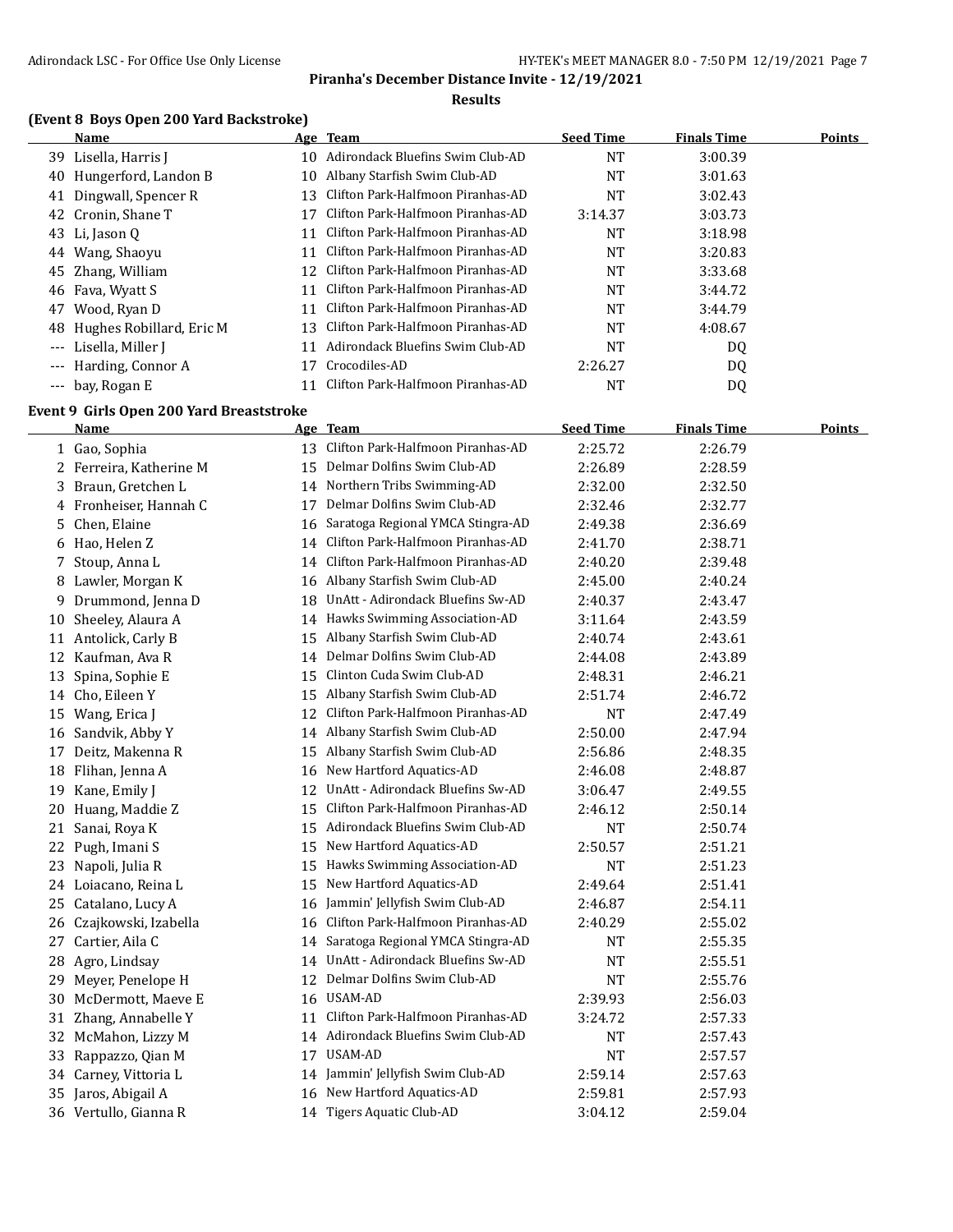## Piranha's December Distance Invite - 12/19/2021

### Results

### (Event 8 Boys Open 200 Yard Backstroke)

| | Name | Age | Team | Seed Time | Finals Time | Points |
|---|---|---|---|---|---|---|
| 39 | Lisella, Harris J | 10 | Adirondack Bluefins Swim Club-AD | NT | 3:00.39 | |
| 40 | Hungerford, Landon B | 10 | Albany Starfish Swim Club-AD | NT | 3:01.63 | |
| 41 | Dingwall, Spencer R | 13 | Clifton Park-Halfmoon Piranhas-AD | NT | 3:02.43 | |
| 42 | Cronin, Shane T | 17 | Clifton Park-Halfmoon Piranhas-AD | 3:14.37 | 3:03.73 | |
| 43 | Li, Jason Q | 11 | Clifton Park-Halfmoon Piranhas-AD | NT | 3:18.98 | |
| 44 | Wang, Shaoyu | 11 | Clifton Park-Halfmoon Piranhas-AD | NT | 3:20.83 | |
| 45 | Zhang, William | 12 | Clifton Park-Halfmoon Piranhas-AD | NT | 3:33.68 | |
| 46 | Fava, Wyatt S | 11 | Clifton Park-Halfmoon Piranhas-AD | NT | 3:44.72 | |
| 47 | Wood, Ryan D | 11 | Clifton Park-Halfmoon Piranhas-AD | NT | 3:44.79 | |
| 48 | Hughes Robillard, Eric M | 13 | Clifton Park-Halfmoon Piranhas-AD | NT | 4:08.67 | |
| --- | Lisella, Miller J | 11 | Adirondack Bluefins Swim Club-AD | NT | DQ | |
| --- | Harding, Connor A | 17 | Crocodiles-AD | 2:26.27 | DQ | |
| --- | bay, Rogan E | 11 | Clifton Park-Halfmoon Piranhas-AD | NT | DQ | |

### Event 9 Girls Open 200 Yard Breaststroke

| | Name | Age | Team | Seed Time | Finals Time | Points |
|---|---|---|---|---|---|---|
| 1 | Gao, Sophia | 13 | Clifton Park-Halfmoon Piranhas-AD | 2:25.72 | 2:26.79 | |
| 2 | Ferreira, Katherine M | 15 | Delmar Dolfins Swim Club-AD | 2:26.89 | 2:28.59 | |
| 3 | Braun, Gretchen L | 14 | Northern Tribs Swimming-AD | 2:32.00 | 2:32.50 | |
| 4 | Fronheiser, Hannah C | 17 | Delmar Dolfins Swim Club-AD | 2:32.46 | 2:32.77 | |
| 5 | Chen, Elaine | 16 | Saratoga Regional YMCA Stingra-AD | 2:49.38 | 2:36.69 | |
| 6 | Hao, Helen Z | 14 | Clifton Park-Halfmoon Piranhas-AD | 2:41.70 | 2:38.71 | |
| 7 | Stoup, Anna L | 14 | Clifton Park-Halfmoon Piranhas-AD | 2:40.20 | 2:39.48 | |
| 8 | Lawler, Morgan K | 16 | Albany Starfish Swim Club-AD | 2:45.00 | 2:40.24 | |
| 9 | Drummond, Jenna D | 18 | UnAtt - Adirondack Bluefins Sw-AD | 2:40.37 | 2:43.47 | |
| 10 | Sheeley, Alaura A | 14 | Hawks Swimming Association-AD | 3:11.64 | 2:43.59 | |
| 11 | Antolick, Carly B | 15 | Albany Starfish Swim Club-AD | 2:40.74 | 2:43.61 | |
| 12 | Kaufman, Ava R | 14 | Delmar Dolfins Swim Club-AD | 2:44.08 | 2:43.89 | |
| 13 | Spina, Sophie E | 15 | Clinton Cuda Swim Club-AD | 2:48.31 | 2:46.21 | |
| 14 | Cho, Eileen Y | 15 | Albany Starfish Swim Club-AD | 2:51.74 | 2:46.72 | |
| 15 | Wang, Erica J | 12 | Clifton Park-Halfmoon Piranhas-AD | NT | 2:47.49 | |
| 16 | Sandvik, Abby Y | 14 | Albany Starfish Swim Club-AD | 2:50.00 | 2:47.94 | |
| 17 | Deitz, Makenna R | 15 | Albany Starfish Swim Club-AD | 2:56.86 | 2:48.35 | |
| 18 | Flihan, Jenna A | 16 | New Hartford Aquatics-AD | 2:46.08 | 2:48.87 | |
| 19 | Kane, Emily J | 12 | UnAtt - Adirondack Bluefins Sw-AD | 3:06.47 | 2:49.55 | |
| 20 | Huang, Maddie Z | 15 | Clifton Park-Halfmoon Piranhas-AD | 2:46.12 | 2:50.14 | |
| 21 | Sanai, Roya K | 15 | Adirondack Bluefins Swim Club-AD | NT | 2:50.74 | |
| 22 | Pugh, Imani S | 15 | New Hartford Aquatics-AD | 2:50.57 | 2:51.21 | |
| 23 | Napoli, Julia R | 15 | Hawks Swimming Association-AD | NT | 2:51.23 | |
| 24 | Loiacano, Reina L | 15 | New Hartford Aquatics-AD | 2:49.64 | 2:51.41 | |
| 25 | Catalano, Lucy A | 16 | Jammin' Jellyfish Swim Club-AD | 2:46.87 | 2:54.11 | |
| 26 | Czajkowski, Izabella | 16 | Clifton Park-Halfmoon Piranhas-AD | 2:40.29 | 2:55.02 | |
| 27 | Cartier, Aila C | 14 | Saratoga Regional YMCA Stingra-AD | NT | 2:55.35 | |
| 28 | Agro, Lindsay | 14 | UnAtt - Adirondack Bluefins Sw-AD | NT | 2:55.51 | |
| 29 | Meyer, Penelope H | 12 | Delmar Dolfins Swim Club-AD | NT | 2:55.76 | |
| 30 | McDermott, Maeve E | 16 | USAM-AD | 2:39.93 | 2:56.03 | |
| 31 | Zhang, Annabelle Y | 11 | Clifton Park-Halfmoon Piranhas-AD | 3:24.72 | 2:57.33 | |
| 32 | McMahon, Lizzy M | 14 | Adirondack Bluefins Swim Club-AD | NT | 2:57.43 | |
| 33 | Rappazzo, Qian M | 17 | USAM-AD | NT | 2:57.57 | |
| 34 | Carney, Vittoria L | 14 | Jammin' Jellyfish Swim Club-AD | 2:59.14 | 2:57.63 | |
| 35 | Jaros, Abigail A | 16 | New Hartford Aquatics-AD | 2:59.81 | 2:57.93 | |
| 36 | Vertullo, Gianna R | 14 | Tigers Aquatic Club-AD | 3:04.12 | 2:59.04 | |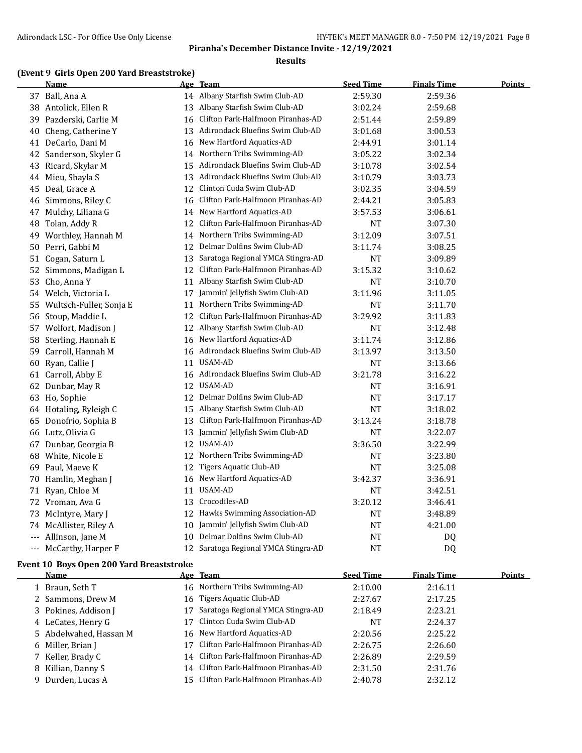Piranha's December Distance Invite - 12/19/2021

Results

### (Event 9 Girls Open 200 Yard Breaststroke)

| | Name | Age | Team | Seed Time | Finals Time | Points |
|---|---|---|---|---|---|---|
| 37 | Ball, Ana A | 14 | Albany Starfish Swim Club-AD | 2:59.30 | 2:59.36 | |
| 38 | Antolick, Ellen R | 13 | Albany Starfish Swim Club-AD | 3:02.24 | 2:59.68 | |
| 39 | Pazderski, Carlie M | 16 | Clifton Park-Halfmoon Piranhas-AD | 2:51.44 | 2:59.89 | |
| 40 | Cheng, Catherine Y | 13 | Adirondack Bluefins Swim Club-AD | 3:01.68 | 3:00.53 | |
| 41 | DeCarlo, Dani M | 16 | New Hartford Aquatics-AD | 2:44.91 | 3:01.14 | |
| 42 | Sanderson, Skyler G | 14 | Northern Tribs Swimming-AD | 3:05.22 | 3:02.34 | |
| 43 | Ricard, Skylar M | 15 | Adirondack Bluefins Swim Club-AD | 3:10.78 | 3:02.54 | |
| 44 | Mieu, Shayla S | 13 | Adirondack Bluefins Swim Club-AD | 3:10.79 | 3:03.73 | |
| 45 | Deal, Grace A | 12 | Clinton Cuda Swim Club-AD | 3:02.35 | 3:04.59 | |
| 46 | Simmons, Riley C | 16 | Clifton Park-Halfmoon Piranhas-AD | 2:44.21 | 3:05.83 | |
| 47 | Mulchy, Liliana G | 14 | New Hartford Aquatics-AD | 3:57.53 | 3:06.61 | |
| 48 | Tolan, Addy R | 12 | Clifton Park-Halfmoon Piranhas-AD | NT | 3:07.30 | |
| 49 | Worthley, Hannah M | 14 | Northern Tribs Swimming-AD | 3:12.09 | 3:07.51 | |
| 50 | Perri, Gabbi M | 12 | Delmar Dolfins Swim Club-AD | 3:11.74 | 3:08.25 | |
| 51 | Cogan, Saturn L | 13 | Saratoga Regional YMCA Stingra-AD | NT | 3:09.89 | |
| 52 | Simmons, Madigan L | 12 | Clifton Park-Halfmoon Piranhas-AD | 3:15.32 | 3:10.62 | |
| 53 | Cho, Anna Y | 11 | Albany Starfish Swim Club-AD | NT | 3:10.70 | |
| 54 | Welch, Victoria L | 17 | Jammin' Jellyfish Swim Club-AD | 3:11.96 | 3:11.05 | |
| 55 | Wultsch-Fuller, Sonja E | 11 | Northern Tribs Swimming-AD | NT | 3:11.70 | |
| 56 | Stoup, Maddie L | 12 | Clifton Park-Halfmoon Piranhas-AD | 3:29.92 | 3:11.83 | |
| 57 | Wolfort, Madison J | 12 | Albany Starfish Swim Club-AD | NT | 3:12.48 | |
| 58 | Sterling, Hannah E | 16 | New Hartford Aquatics-AD | 3:11.74 | 3:12.86 | |
| 59 | Carroll, Hannah M | 16 | Adirondack Bluefins Swim Club-AD | 3:13.97 | 3:13.50 | |
| 60 | Ryan, Callie J | 11 | USAM-AD | NT | 3:13.66 | |
| 61 | Carroll, Abby E | 16 | Adirondack Bluefins Swim Club-AD | 3:21.78 | 3:16.22 | |
| 62 | Dunbar, May R | 12 | USAM-AD | NT | 3:16.91 | |
| 63 | Ho, Sophie | 12 | Delmar Dolfins Swim Club-AD | NT | 3:17.17 | |
| 64 | Hotaling, Ryleigh C | 15 | Albany Starfish Swim Club-AD | NT | 3:18.02 | |
| 65 | Donofrio, Sophia B | 13 | Clifton Park-Halfmoon Piranhas-AD | 3:13.24 | 3:18.78 | |
| 66 | Lutz, Olivia G | 13 | Jammin' Jellyfish Swim Club-AD | NT | 3:22.07 | |
| 67 | Dunbar, Georgia B | 12 | USAM-AD | 3:36.50 | 3:22.99 | |
| 68 | White, Nicole E | 12 | Northern Tribs Swimming-AD | NT | 3:23.80 | |
| 69 | Paul, Maeve K | 12 | Tigers Aquatic Club-AD | NT | 3:25.08 | |
| 70 | Hamlin, Meghan J | 16 | New Hartford Aquatics-AD | 3:42.37 | 3:36.91 | |
| 71 | Ryan, Chloe M | 11 | USAM-AD | NT | 3:42.51 | |
| 72 | Vroman, Ava G | 13 | Crocodiles-AD | 3:20.12 | 3:46.41 | |
| 73 | McIntyre, Mary J | 12 | Hawks Swimming Association-AD | NT | 3:48.89 | |
| 74 | McAllister, Riley A | 10 | Jammin' Jellyfish Swim Club-AD | NT | 4:21.00 | |
| --- | Allinson, Jane M | 10 | Delmar Dolfins Swim Club-AD | NT | DQ | |
| --- | McCarthy, Harper F | 12 | Saratoga Regional YMCA Stingra-AD | NT | DQ | |

### Event 10 Boys Open 200 Yard Breaststroke

| | Name | Age | Team | Seed Time | Finals Time | Points |
|---|---|---|---|---|---|---|
| 1 | Braun, Seth T | 16 | Northern Tribs Swimming-AD | 2:10.00 | 2:16.11 | |
| 2 | Sammons, Drew M | 16 | Tigers Aquatic Club-AD | 2:27.67 | 2:17.25 | |
| 3 | Pokines, Addison J | 17 | Saratoga Regional YMCA Stingra-AD | 2:18.49 | 2:23.21 | |
| 4 | LeCates, Henry G | 17 | Clinton Cuda Swim Club-AD | NT | 2:24.37 | |
| 5 | Abdelwahed, Hassan M | 16 | New Hartford Aquatics-AD | 2:20.56 | 2:25.22 | |
| 6 | Miller, Brian J | 17 | Clifton Park-Halfmoon Piranhas-AD | 2:26.75 | 2:26.60 | |
| 7 | Keller, Brady C | 14 | Clifton Park-Halfmoon Piranhas-AD | 2:26.89 | 2:29.59 | |
| 8 | Killian, Danny S | 14 | Clifton Park-Halfmoon Piranhas-AD | 2:31.50 | 2:31.76 | |
| 9 | Durden, Lucas A | 15 | Clifton Park-Halfmoon Piranhas-AD | 2:40.78 | 2:32.12 | |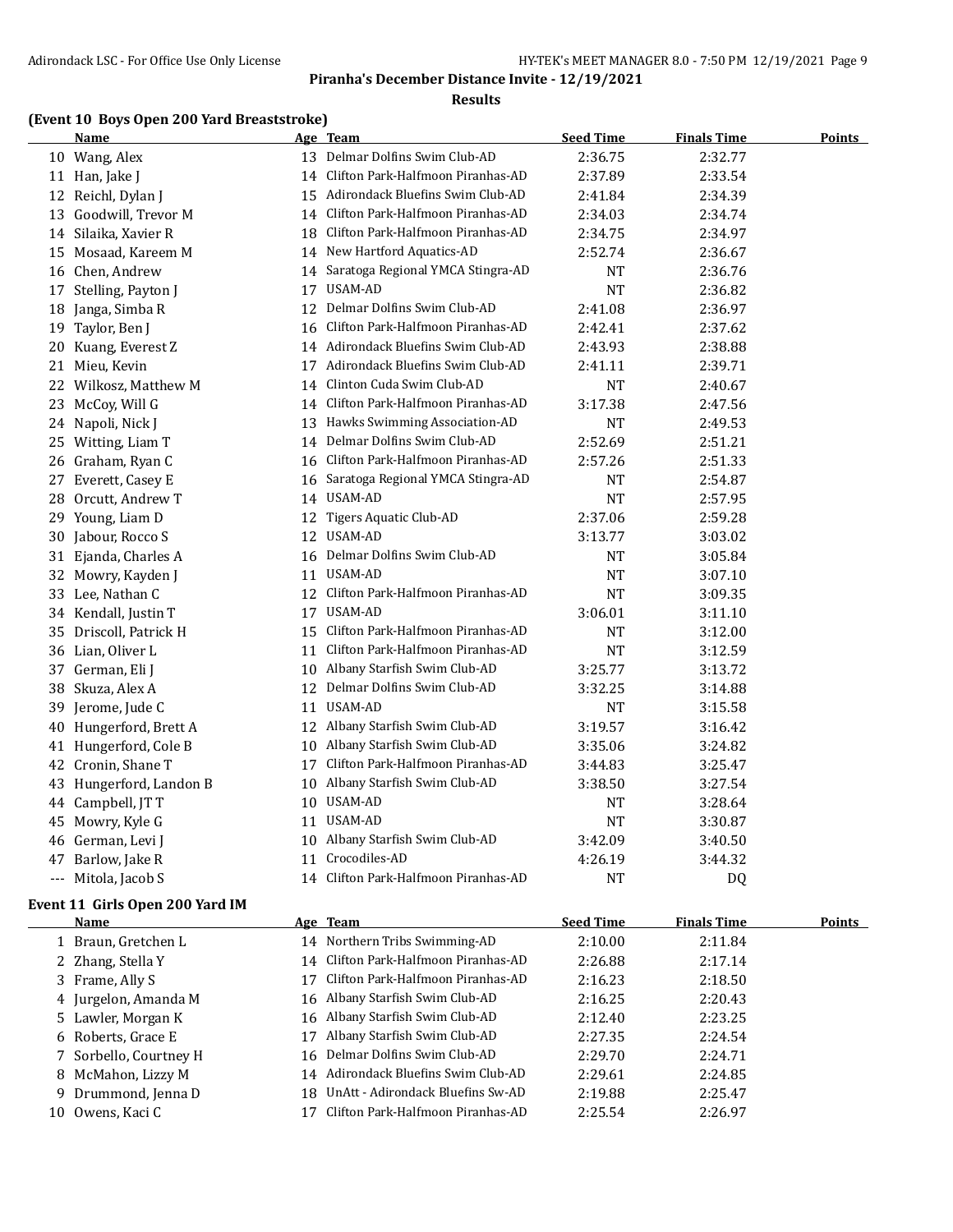## Piranha's December Distance Invite - 12/19/2021

### Results

### (Event 10 Boys Open 200 Yard Breaststroke)

| | Name | Age | Team | Seed Time | Finals Time | Points |
|---|---|---|---|---|---|---|
| 10 | Wang, Alex | 13 | Delmar Dolfins Swim Club-AD | 2:36.75 | 2:32.77 | |
| 11 | Han, Jake J | 14 | Clifton Park-Halfmoon Piranhas-AD | 2:37.89 | 2:33.54 | |
| 12 | Reichl, Dylan J | 15 | Adirondack Bluefins Swim Club-AD | 2:41.84 | 2:34.39 | |
| 13 | Goodwill, Trevor M | 14 | Clifton Park-Halfmoon Piranhas-AD | 2:34.03 | 2:34.74 | |
| 14 | Silaika, Xavier R | 18 | Clifton Park-Halfmoon Piranhas-AD | 2:34.75 | 2:34.97 | |
| 15 | Mosaad, Kareem M | 14 | New Hartford Aquatics-AD | 2:52.74 | 2:36.67 | |
| 16 | Chen, Andrew | 14 | Saratoga Regional YMCA Stingra-AD | NT | 2:36.76 | |
| 17 | Stelling, Payton J | 17 | USAM-AD | NT | 2:36.82 | |
| 18 | Janga, Simba R | 12 | Delmar Dolfins Swim Club-AD | 2:41.08 | 2:36.97 | |
| 19 | Taylor, Ben J | 16 | Clifton Park-Halfmoon Piranhas-AD | 2:42.41 | 2:37.62 | |
| 20 | Kuang, Everest Z | 14 | Adirondack Bluefins Swim Club-AD | 2:43.93 | 2:38.88 | |
| 21 | Mieu, Kevin | 17 | Adirondack Bluefins Swim Club-AD | 2:41.11 | 2:39.71 | |
| 22 | Wilkosz, Matthew M | 14 | Clinton Cuda Swim Club-AD | NT | 2:40.67 | |
| 23 | McCoy, Will G | 14 | Clifton Park-Halfmoon Piranhas-AD | 3:17.38 | 2:47.56 | |
| 24 | Napoli, Nick J | 13 | Hawks Swimming Association-AD | NT | 2:49.53 | |
| 25 | Witting, Liam T | 14 | Delmar Dolfins Swim Club-AD | 2:52.69 | 2:51.21 | |
| 26 | Graham, Ryan C | 16 | Clifton Park-Halfmoon Piranhas-AD | 2:57.26 | 2:51.33 | |
| 27 | Everett, Casey E | 16 | Saratoga Regional YMCA Stingra-AD | NT | 2:54.87 | |
| 28 | Orcutt, Andrew T | 14 | USAM-AD | NT | 2:57.95 | |
| 29 | Young, Liam D | 12 | Tigers Aquatic Club-AD | 2:37.06 | 2:59.28 | |
| 30 | Jabour, Rocco S | 12 | USAM-AD | 3:13.77 | 3:03.02 | |
| 31 | Ejanda, Charles A | 16 | Delmar Dolfins Swim Club-AD | NT | 3:05.84 | |
| 32 | Mowry, Kayden J | 11 | USAM-AD | NT | 3:07.10 | |
| 33 | Lee, Nathan C | 12 | Clifton Park-Halfmoon Piranhas-AD | NT | 3:09.35 | |
| 34 | Kendall, Justin T | 17 | USAM-AD | 3:06.01 | 3:11.10 | |
| 35 | Driscoll, Patrick H | 15 | Clifton Park-Halfmoon Piranhas-AD | NT | 3:12.00 | |
| 36 | Lian, Oliver L | 11 | Clifton Park-Halfmoon Piranhas-AD | NT | 3:12.59 | |
| 37 | German, Eli J | 10 | Albany Starfish Swim Club-AD | 3:25.77 | 3:13.72 | |
| 38 | Skuza, Alex A | 12 | Delmar Dolfins Swim Club-AD | 3:32.25 | 3:14.88 | |
| 39 | Jerome, Jude C | 11 | USAM-AD | NT | 3:15.58 | |
| 40 | Hungerford, Brett A | 12 | Albany Starfish Swim Club-AD | 3:19.57 | 3:16.42 | |
| 41 | Hungerford, Cole B | 10 | Albany Starfish Swim Club-AD | 3:35.06 | 3:24.82 | |
| 42 | Cronin, Shane T | 17 | Clifton Park-Halfmoon Piranhas-AD | 3:44.83 | 3:25.47 | |
| 43 | Hungerford, Landon B | 10 | Albany Starfish Swim Club-AD | 3:38.50 | 3:27.54 | |
| 44 | Campbell, JT T | 10 | USAM-AD | NT | 3:28.64 | |
| 45 | Mowry, Kyle G | 11 | USAM-AD | NT | 3:30.87 | |
| 46 | German, Levi J | 10 | Albany Starfish Swim Club-AD | 3:42.09 | 3:40.50 | |
| 47 | Barlow, Jake R | 11 | Crocodiles-AD | 4:26.19 | 3:44.32 | |
| --- | Mitola, Jacob S | 14 | Clifton Park-Halfmoon Piranhas-AD | NT | DQ | |

### Event 11 Girls Open 200 Yard IM

| | Name | Age | Team | Seed Time | Finals Time | Points |
|---|---|---|---|---|---|---|
| 1 | Braun, Gretchen L | 14 | Northern Tribs Swimming-AD | 2:10.00 | 2:11.84 | |
| 2 | Zhang, Stella Y | 14 | Clifton Park-Halfmoon Piranhas-AD | 2:26.88 | 2:17.14 | |
| 3 | Frame, Ally S | 17 | Clifton Park-Halfmoon Piranhas-AD | 2:16.23 | 2:18.50 | |
| 4 | Jurgelon, Amanda M | 16 | Albany Starfish Swim Club-AD | 2:16.25 | 2:20.43 | |
| 5 | Lawler, Morgan K | 16 | Albany Starfish Swim Club-AD | 2:12.40 | 2:23.25 | |
| 6 | Roberts, Grace E | 17 | Albany Starfish Swim Club-AD | 2:27.35 | 2:24.54 | |
| 7 | Sorbello, Courtney H | 16 | Delmar Dolfins Swim Club-AD | 2:29.70 | 2:24.71 | |
| 8 | McMahon, Lizzy M | 14 | Adirondack Bluefins Swim Club-AD | 2:29.61 | 2:24.85 | |
| 9 | Drummond, Jenna D | 18 | UnAtt - Adirondack Bluefins Sw-AD | 2:19.88 | 2:25.47 | |
| 10 | Owens, Kaci C | 17 | Clifton Park-Halfmoon Piranhas-AD | 2:25.54 | 2:26.97 | |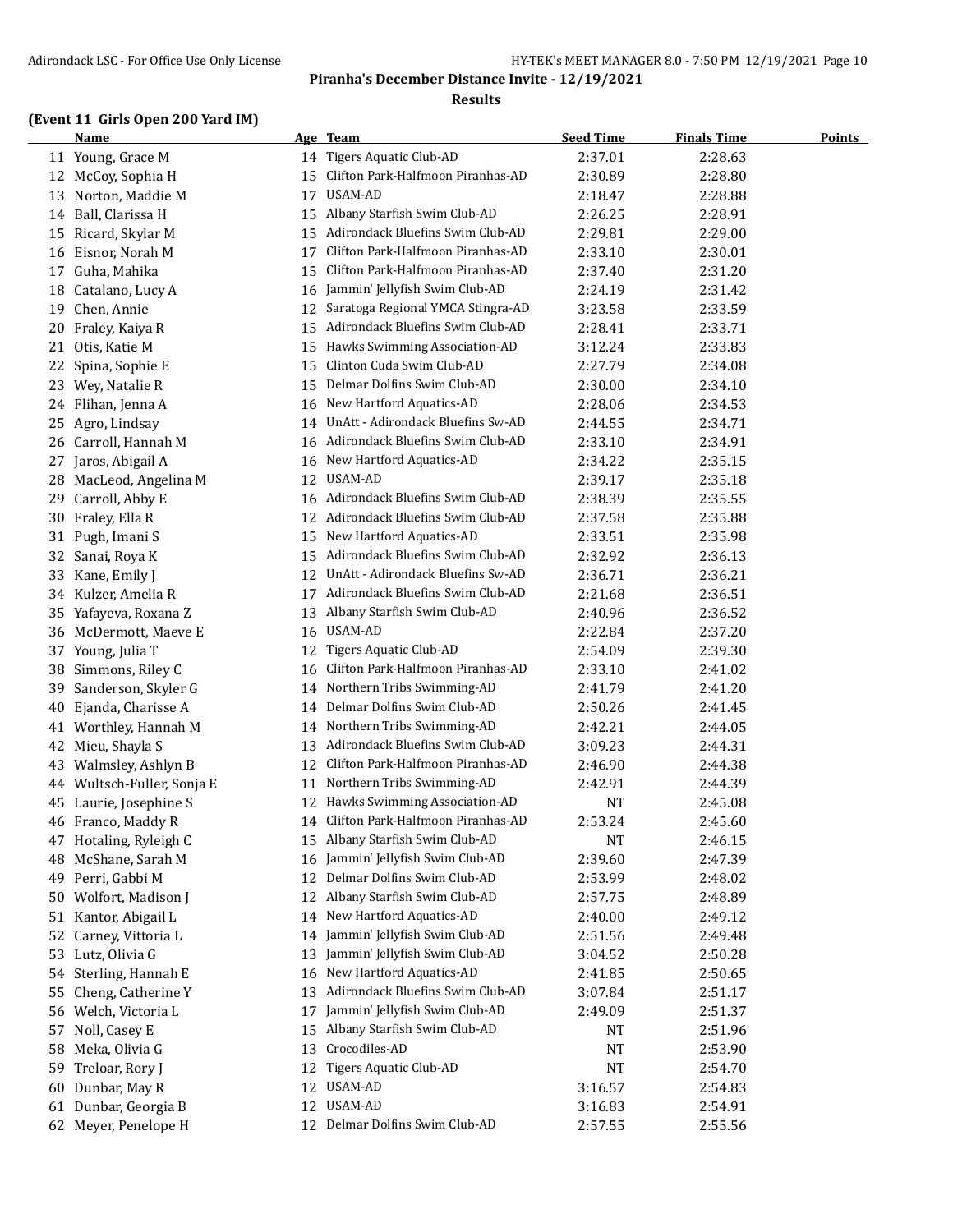## Piranha's December Distance Invite - 12/19/2021

### Results

### (Event 11 Girls Open 200 Yard IM)

| | Name | Age | Team | Seed Time | Finals Time | Points |
|---|---|---|---|---|---|---|
| 11 | Young, Grace M | 14 | Tigers Aquatic Club-AD | 2:37.01 | 2:28.63 | |
| 12 | McCoy, Sophia H | 15 | Clifton Park-Halfmoon Piranhas-AD | 2:30.89 | 2:28.80 | |
| 13 | Norton, Maddie M | 17 | USAM-AD | 2:18.47 | 2:28.88 | |
| 14 | Ball, Clarissa H | 15 | Albany Starfish Swim Club-AD | 2:26.25 | 2:28.91 | |
| 15 | Ricard, Skylar M | 15 | Adirondack Bluefins Swim Club-AD | 2:29.81 | 2:29.00 | |
| 16 | Eisnor, Norah M | 17 | Clifton Park-Halfmoon Piranhas-AD | 2:33.10 | 2:30.01 | |
| 17 | Guha, Mahika | 15 | Clifton Park-Halfmoon Piranhas-AD | 2:37.40 | 2:31.20 | |
| 18 | Catalano, Lucy A | 16 | Jammin' Jellyfish Swim Club-AD | 2:24.19 | 2:31.42 | |
| 19 | Chen, Annie | 12 | Saratoga Regional YMCA Stingra-AD | 3:23.58 | 2:33.59 | |
| 20 | Fraley, Kaiya R | 15 | Adirondack Bluefins Swim Club-AD | 2:28.41 | 2:33.71 | |
| 21 | Otis, Katie M | 15 | Hawks Swimming Association-AD | 3:12.24 | 2:33.83 | |
| 22 | Spina, Sophie E | 15 | Clinton Cuda Swim Club-AD | 2:27.79 | 2:34.08 | |
| 23 | Wey, Natalie R | 15 | Delmar Dolfins Swim Club-AD | 2:30.00 | 2:34.10 | |
| 24 | Flihan, Jenna A | 16 | New Hartford Aquatics-AD | 2:28.06 | 2:34.53 | |
| 25 | Agro, Lindsay | 14 | UnAtt - Adirondack Bluefins Sw-AD | 2:44.55 | 2:34.71 | |
| 26 | Carroll, Hannah M | 16 | Adirondack Bluefins Swim Club-AD | 2:33.10 | 2:34.91 | |
| 27 | Jaros, Abigail A | 16 | New Hartford Aquatics-AD | 2:34.22 | 2:35.15 | |
| 28 | MacLeod, Angelina M | 12 | USAM-AD | 2:39.17 | 2:35.18 | |
| 29 | Carroll, Abby E | 16 | Adirondack Bluefins Swim Club-AD | 2:38.39 | 2:35.55 | |
| 30 | Fraley, Ella R | 12 | Adirondack Bluefins Swim Club-AD | 2:37.58 | 2:35.88 | |
| 31 | Pugh, Imani S | 15 | New Hartford Aquatics-AD | 2:33.51 | 2:35.98 | |
| 32 | Sanai, Roya K | 15 | Adirondack Bluefins Swim Club-AD | 2:32.92 | 2:36.13 | |
| 33 | Kane, Emily J | 12 | UnAtt - Adirondack Bluefins Sw-AD | 2:36.71 | 2:36.21 | |
| 34 | Kulzer, Amelia R | 17 | Adirondack Bluefins Swim Club-AD | 2:21.68 | 2:36.51 | |
| 35 | Yafayeva, Roxana Z | 13 | Albany Starfish Swim Club-AD | 2:40.96 | 2:36.52 | |
| 36 | McDermott, Maeve E | 16 | USAM-AD | 2:22.84 | 2:37.20 | |
| 37 | Young, Julia T | 12 | Tigers Aquatic Club-AD | 2:54.09 | 2:39.30 | |
| 38 | Simmons, Riley C | 16 | Clifton Park-Halfmoon Piranhas-AD | 2:33.10 | 2:41.02 | |
| 39 | Sanderson, Skyler G | 14 | Northern Tribs Swimming-AD | 2:41.79 | 2:41.20 | |
| 40 | Ejanda, Charisse A | 14 | Delmar Dolfins Swim Club-AD | 2:50.26 | 2:41.45 | |
| 41 | Worthley, Hannah M | 14 | Northern Tribs Swimming-AD | 2:42.21 | 2:44.05 | |
| 42 | Mieu, Shayla S | 13 | Adirondack Bluefins Swim Club-AD | 3:09.23 | 2:44.31 | |
| 43 | Walmsley, Ashlyn B | 12 | Clifton Park-Halfmoon Piranhas-AD | 2:46.90 | 2:44.38 | |
| 44 | Wultsch-Fuller, Sonja E | 11 | Northern Tribs Swimming-AD | 2:42.91 | 2:44.39 | |
| 45 | Laurie, Josephine S | 12 | Hawks Swimming Association-AD | NT | 2:45.08 | |
| 46 | Franco, Maddy R | 14 | Clifton Park-Halfmoon Piranhas-AD | 2:53.24 | 2:45.60 | |
| 47 | Hotaling, Ryleigh C | 15 | Albany Starfish Swim Club-AD | NT | 2:46.15 | |
| 48 | McShane, Sarah M | 16 | Jammin' Jellyfish Swim Club-AD | 2:39.60 | 2:47.39 | |
| 49 | Perri, Gabbi M | 12 | Delmar Dolfins Swim Club-AD | 2:53.99 | 2:48.02 | |
| 50 | Wolfort, Madison J | 12 | Albany Starfish Swim Club-AD | 2:57.75 | 2:48.89 | |
| 51 | Kantor, Abigail L | 14 | New Hartford Aquatics-AD | 2:40.00 | 2:49.12 | |
| 52 | Carney, Vittoria L | 14 | Jammin' Jellyfish Swim Club-AD | 2:51.56 | 2:49.48 | |
| 53 | Lutz, Olivia G | 13 | Jammin' Jellyfish Swim Club-AD | 3:04.52 | 2:50.28 | |
| 54 | Sterling, Hannah E | 16 | New Hartford Aquatics-AD | 2:41.85 | 2:50.65 | |
| 55 | Cheng, Catherine Y | 13 | Adirondack Bluefins Swim Club-AD | 3:07.84 | 2:51.17 | |
| 56 | Welch, Victoria L | 17 | Jammin' Jellyfish Swim Club-AD | 2:49.09 | 2:51.37 | |
| 57 | Noll, Casey E | 15 | Albany Starfish Swim Club-AD | NT | 2:51.96 | |
| 58 | Meka, Olivia G | 13 | Crocodiles-AD | NT | 2:53.90 | |
| 59 | Treloar, Rory J | 12 | Tigers Aquatic Club-AD | NT | 2:54.70 | |
| 60 | Dunbar, May R | 12 | USAM-AD | 3:16.57 | 2:54.83 | |
| 61 | Dunbar, Georgia B | 12 | USAM-AD | 3:16.83 | 2:54.91 | |
| 62 | Meyer, Penelope H | 12 | Delmar Dolfins Swim Club-AD | 2:57.55 | 2:55.56 | |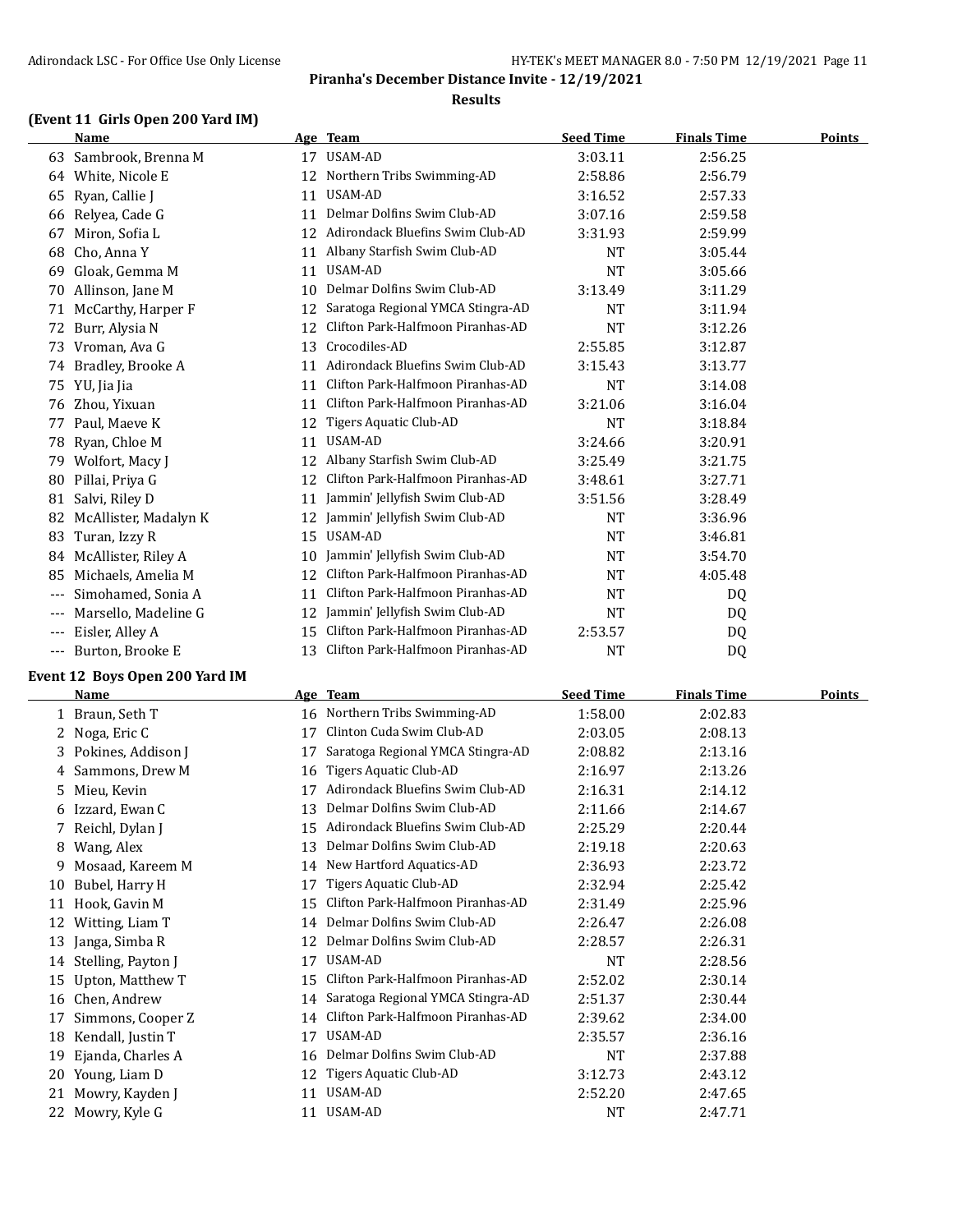## Piranha's December Distance Invite - 12/19/2021

### Results

### (Event 11 Girls Open 200 Yard IM)

| | Name | Age | Team | Seed Time | Finals Time | Points |
|---|---|---|---|---|---|---|
| 63 | Sambrook, Brenna M | 17 | USAM-AD | 3:03.11 | 2:56.25 | |
| 64 | White, Nicole E | 12 | Northern Tribs Swimming-AD | 2:58.86 | 2:56.79 | |
| 65 | Ryan, Callie J | 11 | USAM-AD | 3:16.52 | 2:57.33 | |
| 66 | Relyea, Cade G | 11 | Delmar Dolfins Swim Club-AD | 3:07.16 | 2:59.58 | |
| 67 | Miron, Sofia L | 12 | Adirondack Bluefins Swim Club-AD | 3:31.93 | 2:59.99 | |
| 68 | Cho, Anna Y | 11 | Albany Starfish Swim Club-AD | NT | 3:05.44 | |
| 69 | Gloak, Gemma M | 11 | USAM-AD | NT | 3:05.66 | |
| 70 | Allinson, Jane M | 10 | Delmar Dolfins Swim Club-AD | 3:13.49 | 3:11.29 | |
| 71 | McCarthy, Harper F | 12 | Saratoga Regional YMCA Stingra-AD | NT | 3:11.94 | |
| 72 | Burr, Alysia N | 12 | Clifton Park-Halfmoon Piranhas-AD | NT | 3:12.26 | |
| 73 | Vroman, Ava G | 13 | Crocodiles-AD | 2:55.85 | 3:12.87 | |
| 74 | Bradley, Brooke A | 11 | Adirondack Bluefins Swim Club-AD | 3:15.43 | 3:13.77 | |
| 75 | YU, Jia Jia | 11 | Clifton Park-Halfmoon Piranhas-AD | NT | 3:14.08 | |
| 76 | Zhou, Yixuan | 11 | Clifton Park-Halfmoon Piranhas-AD | 3:21.06 | 3:16.04 | |
| 77 | Paul, Maeve K | 12 | Tigers Aquatic Club-AD | NT | 3:18.84 | |
| 78 | Ryan, Chloe M | 11 | USAM-AD | 3:24.66 | 3:20.91 | |
| 79 | Wolfort, Macy J | 12 | Albany Starfish Swim Club-AD | 3:25.49 | 3:21.75 | |
| 80 | Pillai, Priya G | 12 | Clifton Park-Halfmoon Piranhas-AD | 3:48.61 | 3:27.71 | |
| 81 | Salvi, Riley D | 11 | Jammin' Jellyfish Swim Club-AD | 3:51.56 | 3:28.49 | |
| 82 | McAllister, Madalyn K | 12 | Jammin' Jellyfish Swim Club-AD | NT | 3:36.96 | |
| 83 | Turan, Izzy R | 15 | USAM-AD | NT | 3:46.81 | |
| 84 | McAllister, Riley A | 10 | Jammin' Jellyfish Swim Club-AD | NT | 3:54.70 | |
| 85 | Michaels, Amelia M | 12 | Clifton Park-Halfmoon Piranhas-AD | NT | 4:05.48 | |
| --- | Simohamed, Sonia A | 11 | Clifton Park-Halfmoon Piranhas-AD | NT | DQ | |
| --- | Marsello, Madeline G | 12 | Jammin' Jellyfish Swim Club-AD | NT | DQ | |
| --- | Eisler, Alley A | 15 | Clifton Park-Halfmoon Piranhas-AD | 2:53.57 | DQ | |
| --- | Burton, Brooke E | 13 | Clifton Park-Halfmoon Piranhas-AD | NT | DQ | |

### Event 12 Boys Open 200 Yard IM

| | Name | Age | Team | Seed Time | Finals Time | Points |
|---|---|---|---|---|---|---|
| 1 | Braun, Seth T | 16 | Northern Tribs Swimming-AD | 1:58.00 | 2:02.83 | |
| 2 | Noga, Eric C | 17 | Clinton Cuda Swim Club-AD | 2:03.05 | 2:08.13 | |
| 3 | Pokines, Addison J | 17 | Saratoga Regional YMCA Stingra-AD | 2:08.82 | 2:13.16 | |
| 4 | Sammons, Drew M | 16 | Tigers Aquatic Club-AD | 2:16.97 | 2:13.26 | |
| 5 | Mieu, Kevin | 17 | Adirondack Bluefins Swim Club-AD | 2:16.31 | 2:14.12 | |
| 6 | Izzard, Ewan C | 13 | Delmar Dolfins Swim Club-AD | 2:11.66 | 2:14.67 | |
| 7 | Reichl, Dylan J | 15 | Adirondack Bluefins Swim Club-AD | 2:25.29 | 2:20.44 | |
| 8 | Wang, Alex | 13 | Delmar Dolfins Swim Club-AD | 2:19.18 | 2:20.63 | |
| 9 | Mosaad, Kareem M | 14 | New Hartford Aquatics-AD | 2:36.93 | 2:23.72 | |
| 10 | Bubel, Harry H | 17 | Tigers Aquatic Club-AD | 2:32.94 | 2:25.42 | |
| 11 | Hook, Gavin M | 15 | Clifton Park-Halfmoon Piranhas-AD | 2:31.49 | 2:25.96 | |
| 12 | Witting, Liam T | 14 | Delmar Dolfins Swim Club-AD | 2:26.47 | 2:26.08 | |
| 13 | Janga, Simba R | 12 | Delmar Dolfins Swim Club-AD | 2:28.57 | 2:26.31 | |
| 14 | Stelling, Payton J | 17 | USAM-AD | NT | 2:28.56 | |
| 15 | Upton, Matthew T | 15 | Clifton Park-Halfmoon Piranhas-AD | 2:52.02 | 2:30.14 | |
| 16 | Chen, Andrew | 14 | Saratoga Regional YMCA Stingra-AD | 2:51.37 | 2:30.44 | |
| 17 | Simmons, Cooper Z | 14 | Clifton Park-Halfmoon Piranhas-AD | 2:39.62 | 2:34.00 | |
| 18 | Kendall, Justin T | 17 | USAM-AD | 2:35.57 | 2:36.16 | |
| 19 | Ejanda, Charles A | 16 | Delmar Dolfins Swim Club-AD | NT | 2:37.88 | |
| 20 | Young, Liam D | 12 | Tigers Aquatic Club-AD | 3:12.73 | 2:43.12 | |
| 21 | Mowry, Kayden J | 11 | USAM-AD | 2:52.20 | 2:47.65 | |
| 22 | Mowry, Kyle G | 11 | USAM-AD | NT | 2:47.71 | |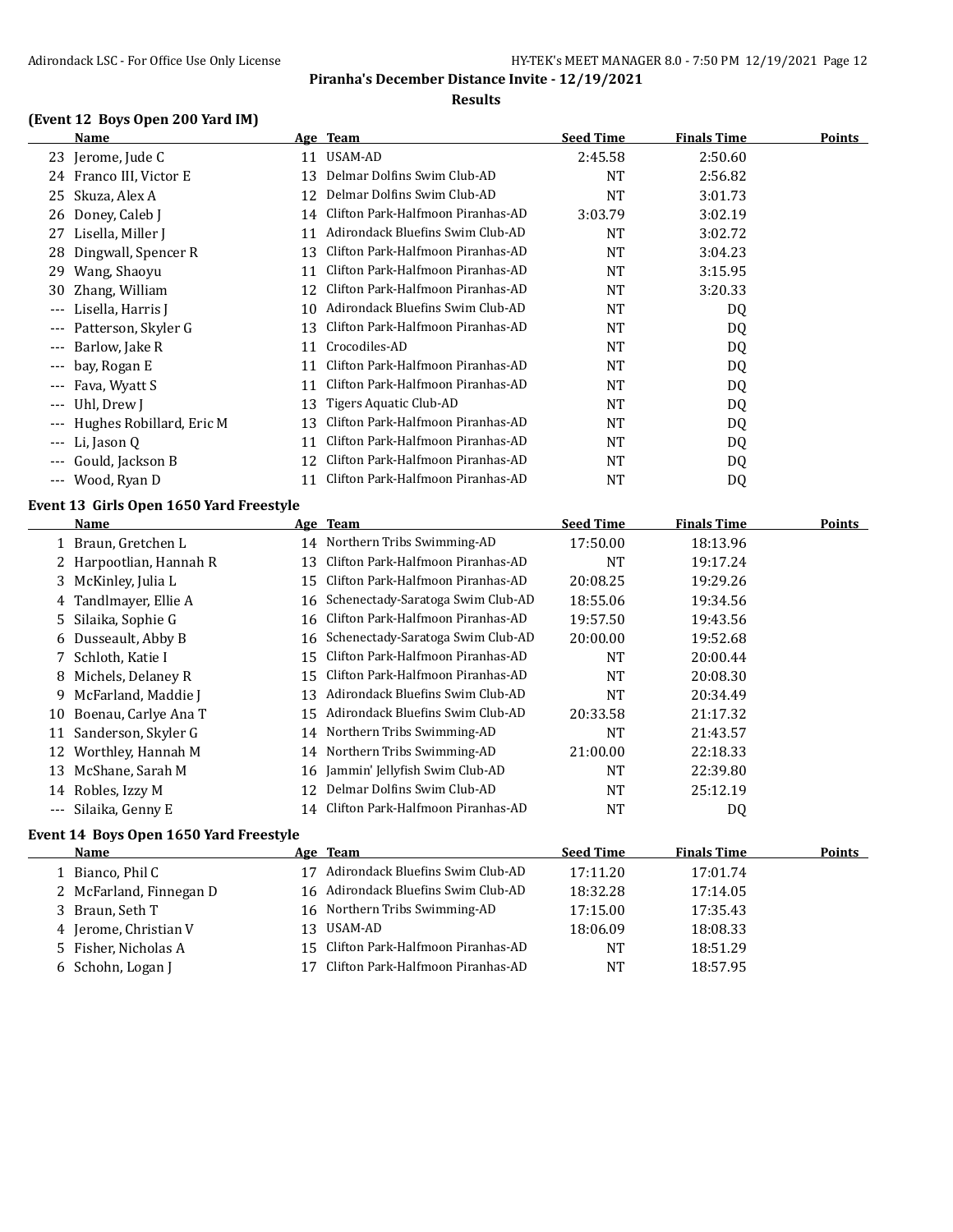## Piranha's December Distance Invite - 12/19/2021

### Results

### (Event 12 Boys Open 200 Yard IM)

| | Name | Age | Team | Seed Time | Finals Time | Points |
|---|---|---|---|---|---|---|
| 23 | Jerome, Jude C | 11 | USAM-AD | 2:45.58 | 2:50.60 | |
| 24 | Franco III, Victor E | 13 | Delmar Dolfins Swim Club-AD | NT | 2:56.82 | |
| 25 | Skuza, Alex A | 12 | Delmar Dolfins Swim Club-AD | NT | 3:01.73 | |
| 26 | Doney, Caleb J | 14 | Clifton Park-Halfmoon Piranhas-AD | 3:03.79 | 3:02.19 | |
| 27 | Lisella, Miller J | 11 | Adirondack Bluefins Swim Club-AD | NT | 3:02.72 | |
| 28 | Dingwall, Spencer R | 13 | Clifton Park-Halfmoon Piranhas-AD | NT | 3:04.23 | |
| 29 | Wang, Shaoyu | 11 | Clifton Park-Halfmoon Piranhas-AD | NT | 3:15.95 | |
| 30 | Zhang, William | 12 | Clifton Park-Halfmoon Piranhas-AD | NT | 3:20.33 | |
| --- | Lisella, Harris J | 10 | Adirondack Bluefins Swim Club-AD | NT | DQ | |
| --- | Patterson, Skyler G | 13 | Clifton Park-Halfmoon Piranhas-AD | NT | DQ | |
| --- | Barlow, Jake R | 11 | Crocodiles-AD | NT | DQ | |
| --- | bay, Rogan E | 11 | Clifton Park-Halfmoon Piranhas-AD | NT | DQ | |
| --- | Fava, Wyatt S | 11 | Clifton Park-Halfmoon Piranhas-AD | NT | DQ | |
| --- | Uhl, Drew J | 13 | Tigers Aquatic Club-AD | NT | DQ | |
| --- | Hughes Robillard, Eric M | 13 | Clifton Park-Halfmoon Piranhas-AD | NT | DQ | |
| --- | Li, Jason Q | 11 | Clifton Park-Halfmoon Piranhas-AD | NT | DQ | |
| --- | Gould, Jackson B | 12 | Clifton Park-Halfmoon Piranhas-AD | NT | DQ | |
| --- | Wood, Ryan D | 11 | Clifton Park-Halfmoon Piranhas-AD | NT | DQ | |

### Event 13 Girls Open 1650 Yard Freestyle

| | Name | Age | Team | Seed Time | Finals Time | Points |
|---|---|---|---|---|---|---|
| 1 | Braun, Gretchen L | 14 | Northern Tribs Swimming-AD | 17:50.00 | 18:13.96 | |
| 2 | Harpootlian, Hannah R | 13 | Clifton Park-Halfmoon Piranhas-AD | NT | 19:17.24 | |
| 3 | McKinley, Julia L | 15 | Clifton Park-Halfmoon Piranhas-AD | 20:08.25 | 19:29.26 | |
| 4 | Tandlmayer, Ellie A | 16 | Schenectady-Saratoga Swim Club-AD | 18:55.06 | 19:34.56 | |
| 5 | Silaika, Sophie G | 16 | Clifton Park-Halfmoon Piranhas-AD | 19:57.50 | 19:43.56 | |
| 6 | Dusseault, Abby B | 16 | Schenectady-Saratoga Swim Club-AD | 20:00.00 | 19:52.68 | |
| 7 | Schloth, Katie I | 15 | Clifton Park-Halfmoon Piranhas-AD | NT | 20:00.44 | |
| 8 | Michels, Delaney R | 15 | Clifton Park-Halfmoon Piranhas-AD | NT | 20:08.30 | |
| 9 | McFarland, Maddie J | 13 | Adirondack Bluefins Swim Club-AD | NT | 20:34.49 | |
| 10 | Boenau, Carlye Ana T | 15 | Adirondack Bluefins Swim Club-AD | 20:33.58 | 21:17.32 | |
| 11 | Sanderson, Skyler G | 14 | Northern Tribs Swimming-AD | NT | 21:43.57 | |
| 12 | Worthley, Hannah M | 14 | Northern Tribs Swimming-AD | 21:00.00 | 22:18.33 | |
| 13 | McShane, Sarah M | 16 | Jammin' Jellyfish Swim Club-AD | NT | 22:39.80 | |
| 14 | Robles, Izzy M | 12 | Delmar Dolfins Swim Club-AD | NT | 25:12.19 | |
| --- | Silaika, Genny E | 14 | Clifton Park-Halfmoon Piranhas-AD | NT | DQ | |

### Event 14 Boys Open 1650 Yard Freestyle

| | Name | Age | Team | Seed Time | Finals Time | Points |
|---|---|---|---|---|---|---|
| 1 | Bianco, Phil C | 17 | Adirondack Bluefins Swim Club-AD | 17:11.20 | 17:01.74 | |
| 2 | McFarland, Finnegan D | 16 | Adirondack Bluefins Swim Club-AD | 18:32.28 | 17:14.05 | |
| 3 | Braun, Seth T | 16 | Northern Tribs Swimming-AD | 17:15.00 | 17:35.43 | |
| 4 | Jerome, Christian V | 13 | USAM-AD | 18:06.09 | 18:08.33 | |
| 5 | Fisher, Nicholas A | 15 | Clifton Park-Halfmoon Piranhas-AD | NT | 18:51.29 | |
| 6 | Schohn, Logan J | 17 | Clifton Park-Halfmoon Piranhas-AD | NT | 18:57.95 | |